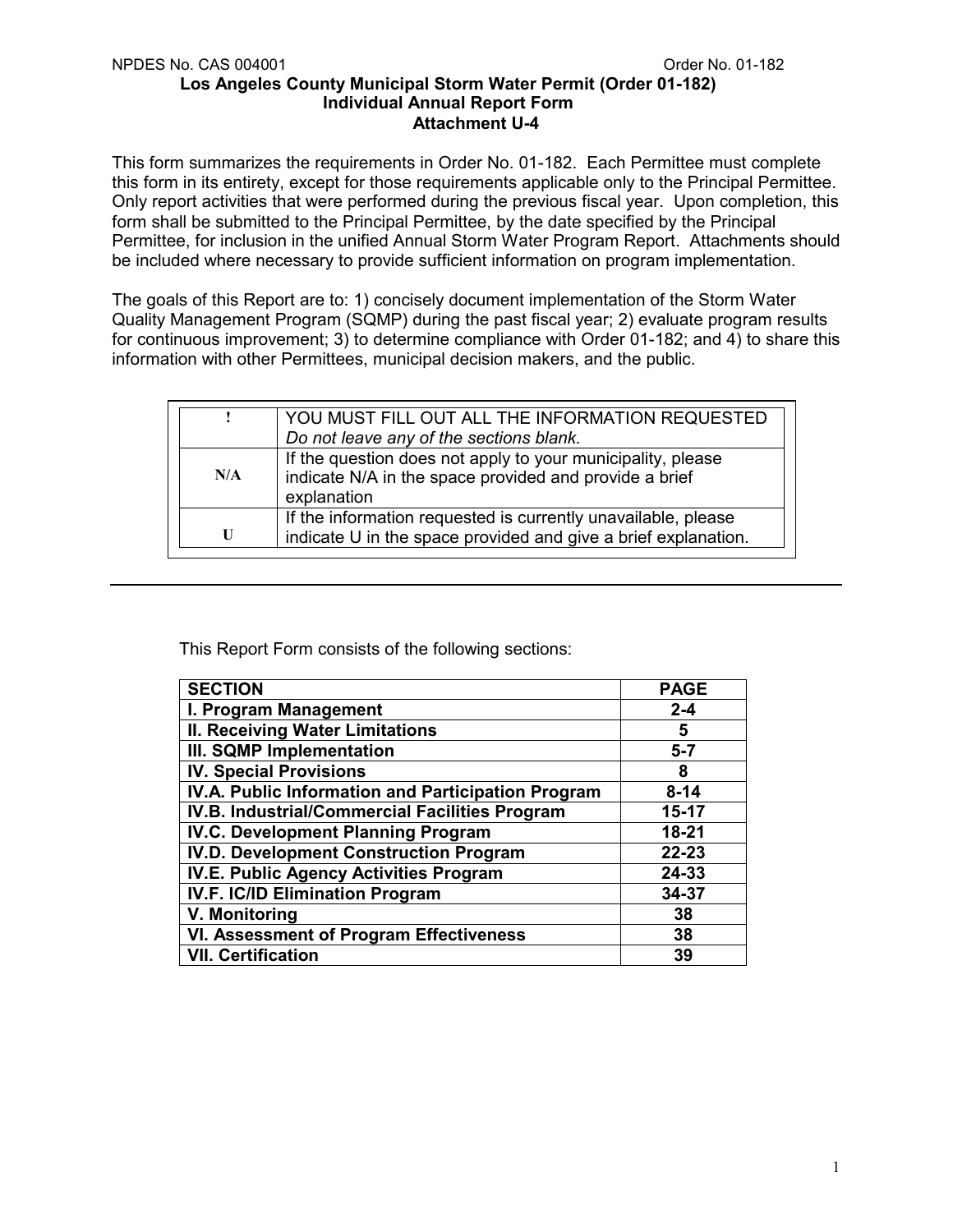NPDES No. CAS 004001 Order No. 01-182

# Los Angeles County Municipal Storm Water Permit (Order 01-182)
## Individual Annual Report Form
## Attachment U-4

This form summarizes the requirements in Order No. 01-182. Each Permittee must complete this form in its entirety, except for those requirements applicable only to the Principal Permittee. Only report activities that were performed during the previous fiscal year. Upon completion, this form shall be submitted to the Principal Permittee, by the date specified by the Principal Permittee, for inclusion in the unified Annual Storm Water Program Report. Attachments should be included where necessary to provide sufficient information on program implementation.

The goals of this Report are to: 1) concisely document implementation of the Storm Water Quality Management Program (SQMP) during the past fiscal year; 2) evaluate program results for continuous improvement; 3) to determine compliance with Order 01-182; and 4) to share this information with other Permittees, municipal decision makers, and the public.

| ! | YOU MUST FILL OUT ALL THE INFORMATION REQUESTED *Do not leave any of the sections blank.* |
|---|---|
| N/A | If the question does not apply to your municipality, please indicate N/A in the space provided and provide a brief explanation |
| U | If the information requested is currently unavailable, please indicate U in the space provided and give a brief explanation. |

---

This Report Form consists of the following sections:

| SECTION | PAGE |
|---|---|
| **I. Program Management** | **2-4** |
| **II. Receiving Water Limitations** | **5** |
| **III. SQMP Implementation** | **5-7** |
| **IV. Special Provisions** | **8** |
| **IV.A. Public Information and Participation Program** | **8-14** |
| **IV.B. Industrial/Commercial Facilities Program** | **15-17** |
| **IV.C. Development Planning Program** | **18-21** |
| **IV.D. Development Construction Program** | **22-23** |
| **IV.E. Public Agency Activities Program** | **24-33** |
| **IV.F. IC/ID Elimination Program** | **34-37** |
| **V. Monitoring** | **38** |
| **VI. Assessment of Program Effectiveness** | **38** |
| **VII. Certification** | **39** |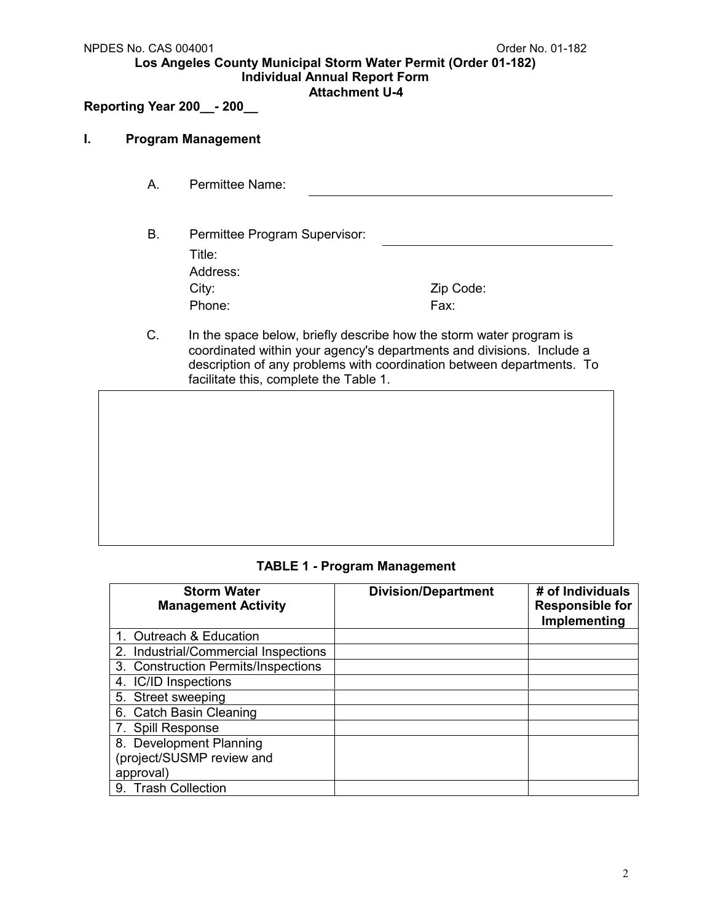NPDES No. CAS 004001 Order No. 01-182

**Los Angeles County Municipal Storm Water Permit (Order 01-182)**
**Individual Annual Report Form**
**Attachment U-4**

**Reporting Year 200__- 200__**

## I. Program Management

A. Permittee Name: ______________________________

B. Permittee Program Supervisor: ______________________________

Title:
Address:
City: Zip Code:
Phone: Fax:

C. In the space below, briefly describe how the storm water program is coordinated within your agency's departments and divisions. Include a description of any problems with coordination between departments. To facilitate this, complete the Table 1.

**TABLE 1 - Program Management**

| Storm Water Management Activity | Division/Department | # of Individuals Responsible for Implementing |
|---|---|---|
| 1. Outreach & Education | | |
| 2. Industrial/Commercial Inspections | | |
| 3. Construction Permits/Inspections | | |
| 4. IC/ID Inspections | | |
| 5. Street sweeping | | |
| 6. Catch Basin Cleaning | | |
| 7. Spill Response | | |
| 8. Development Planning (project/SUSMP review and approval) | | |
| 9. Trash Collection | | |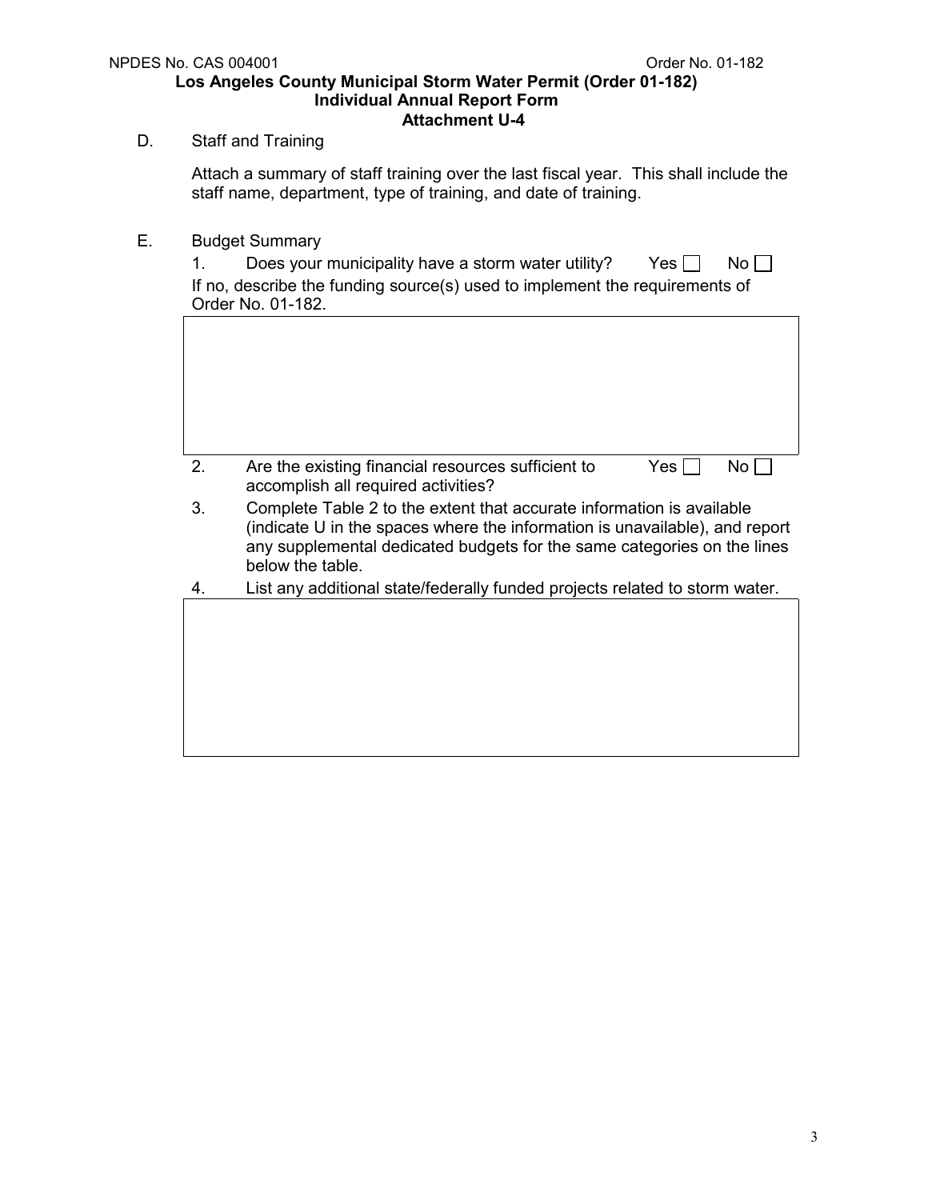D. Staff and Training

Attach a summary of staff training over the last fiscal year. This shall include the staff name, department, type of training, and date of training.

E. Budget Summary

1. Does your municipality have a storm water utility? Yes ☐ No ☐

If no, describe the funding source(s) used to implement the requirements of Order No. 01-182.

|   |
|---|
|   |

2. Are the existing financial resources sufficient to accomplish all required activities? Yes ☐ No ☐

3. Complete Table 2 to the extent that accurate information is available (indicate U in the spaces where the information is unavailable), and report any supplemental dedicated budgets for the same categories on the lines below the table.

4. List any additional state/federally funded projects related to storm water.

|   |
|---|
|   |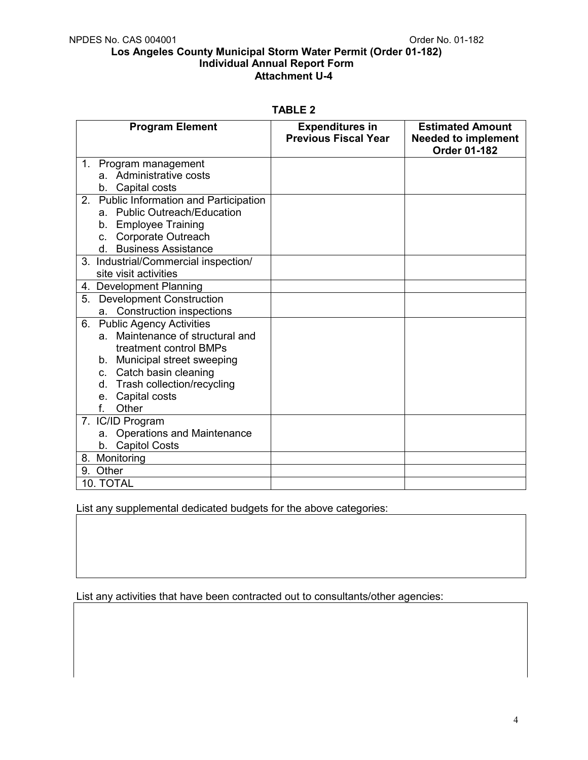**Los Angeles County Municipal Storm Water Permit (Order 01-182)**
**Individual Annual Report Form**
**Attachment U-4**

**TABLE 2**

| Program Element | Expenditures in Previous Fiscal Year | Estimated Amount Needed to implement Order 01-182 |
|---|---|---|
| 1. Program management<br>a. Administrative costs<br>b. Capital costs | | |
| 2. Public Information and Participation<br>a. Public Outreach/Education<br>b. Employee Training<br>c. Corporate Outreach<br>d. Business Assistance | | |
| 3. Industrial/Commercial inspection/ site visit activities | | |
| 4. Development Planning | | |
| 5. Development Construction<br>a. Construction inspections | | |
| 6. Public Agency Activities<br>a. Maintenance of structural and treatment control BMPs<br>b. Municipal street sweeping<br>c. Catch basin cleaning<br>d. Trash collection/recycling<br>e. Capital costs<br>f. Other | | |
| 7. IC/ID Program<br>a. Operations and Maintenance<br>b. Capitol Costs | | |
| 8. Monitoring | | |
| 9. Other | | |
| 10. TOTAL | | |

List any supplemental dedicated budgets for the above categories:

List any activities that have been contracted out to consultants/other agencies: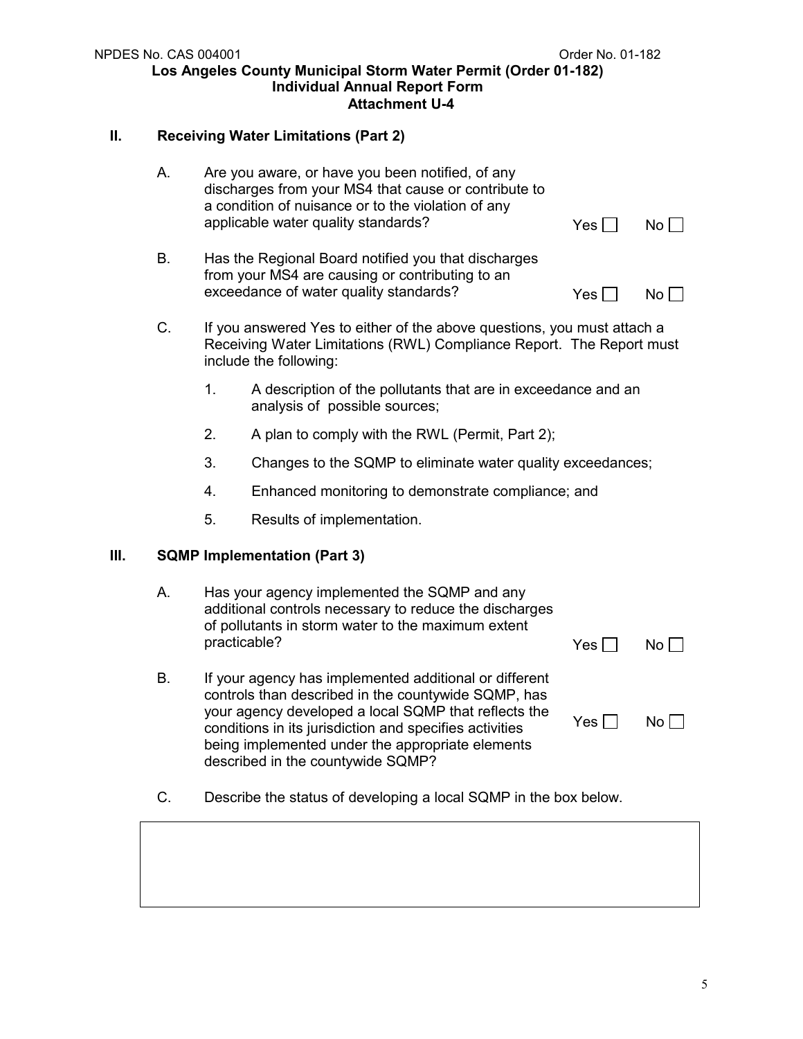## II. Receiving Water Limitations (Part 2)

A. Are you aware, or have you been notified, of any discharges from your MS4 that cause or contribute to a condition of nuisance or to the violation of any applicable water quality standards? Yes ☐ No ☐

B. Has the Regional Board notified you that discharges from your MS4 are causing or contributing to an exceedance of water quality standards? Yes ☐ No ☐

C. If you answered Yes to either of the above questions, you must attach a Receiving Water Limitations (RWL) Compliance Report. The Report must include the following:

1. A description of the pollutants that are in exceedance and an analysis of possible sources;
2. A plan to comply with the RWL (Permit, Part 2);
3. Changes to the SQMP to eliminate water quality exceedances;
4. Enhanced monitoring to demonstrate compliance; and
5. Results of implementation.

## III. SQMP Implementation (Part 3)

A. Has your agency implemented the SQMP and any additional controls necessary to reduce the discharges of pollutants in storm water to the maximum extent practicable? Yes ☐ No ☐

B. If your agency has implemented additional or different controls than described in the countywide SQMP, has your agency developed a local SQMP that reflects the conditions in its jurisdiction and specifies activities being implemented under the appropriate elements described in the countywide SQMP? Yes ☐ No ☐

C. Describe the status of developing a local SQMP in the box below.

| |
|---|
| |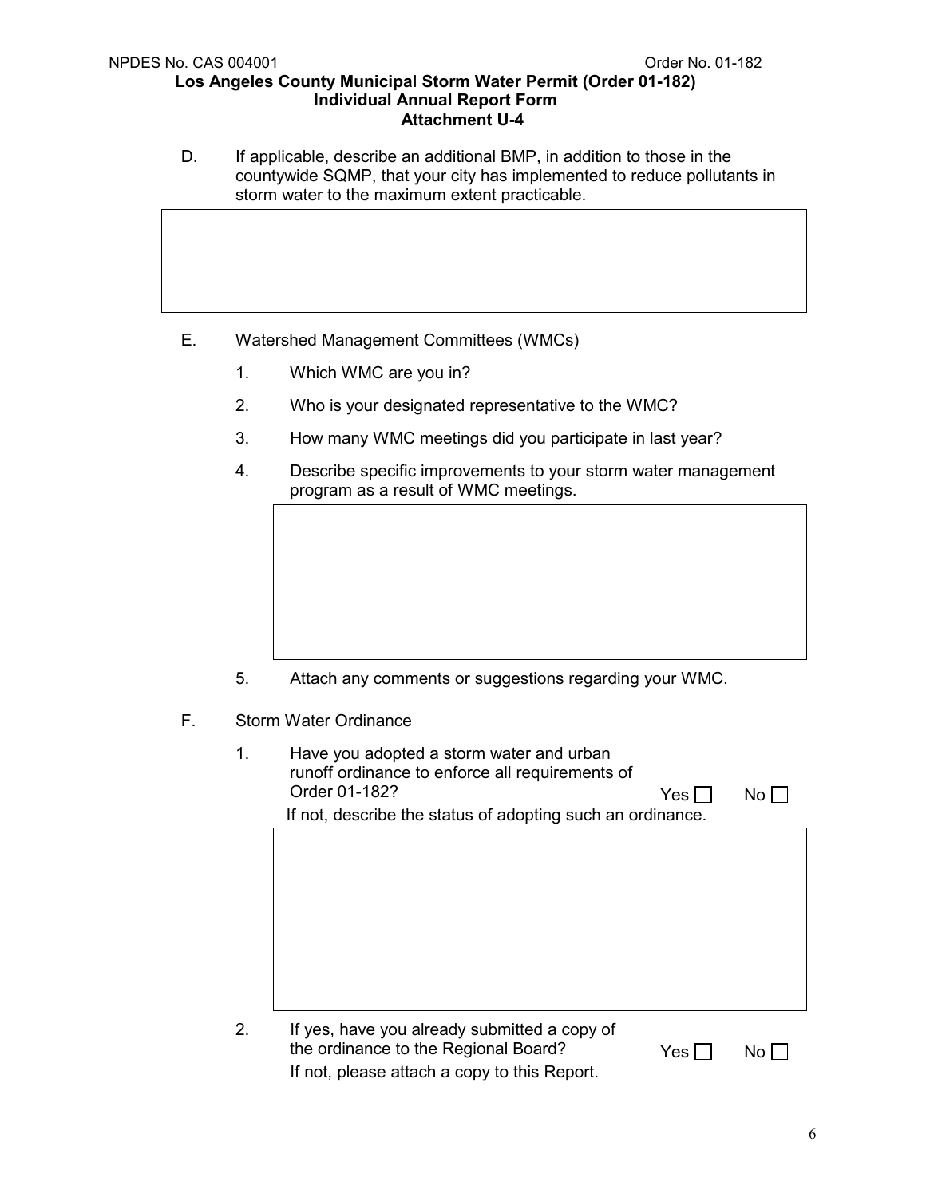D. If applicable, describe an additional BMP, in addition to those in the countywide SQMP, that your city has implemented to reduce pollutants in storm water to the maximum extent practicable.

E. Watershed Management Committees (WMCs)

1. Which WMC are you in?
2. Who is your designated representative to the WMC?
3. How many WMC meetings did you participate in last year?
4. Describe specific improvements to your storm water management program as a result of WMC meetings.
5. Attach any comments or suggestions regarding your WMC.

F. Storm Water Ordinance

1. Have you adopted a storm water and urban runoff ordinance to enforce all requirements of Order 01-182? Yes ☐ No ☐

   If not, describe the status of adopting such an ordinance.

2. If yes, have you already submitted a copy of the ordinance to the Regional Board? Yes ☐ No ☐

   If not, please attach a copy to this Report.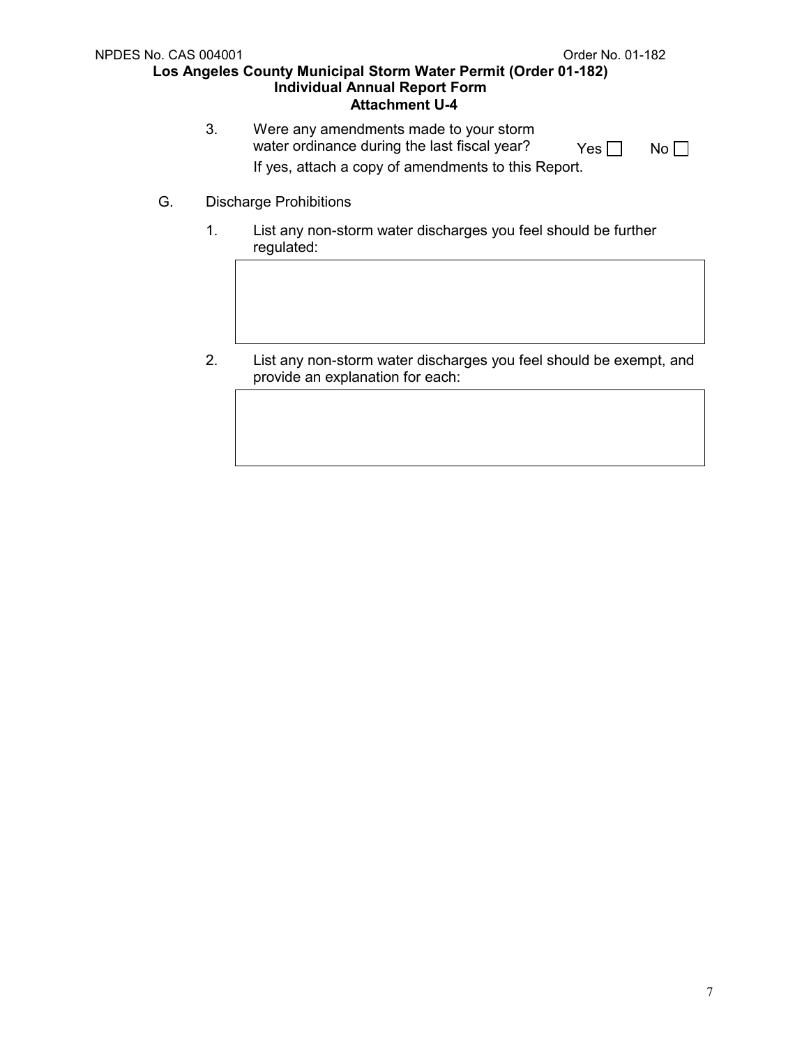3. Were any amendments made to your storm water ordinance during the last fiscal year? Yes ☐ No ☐

   If yes, attach a copy of amendments to this Report.

G. Discharge Prohibitions

1. List any non-storm water discharges you feel should be further regulated:

| |
|---|
| |

2. List any non-storm water discharges you feel should be exempt, and provide an explanation for each:

| |
|---|
| |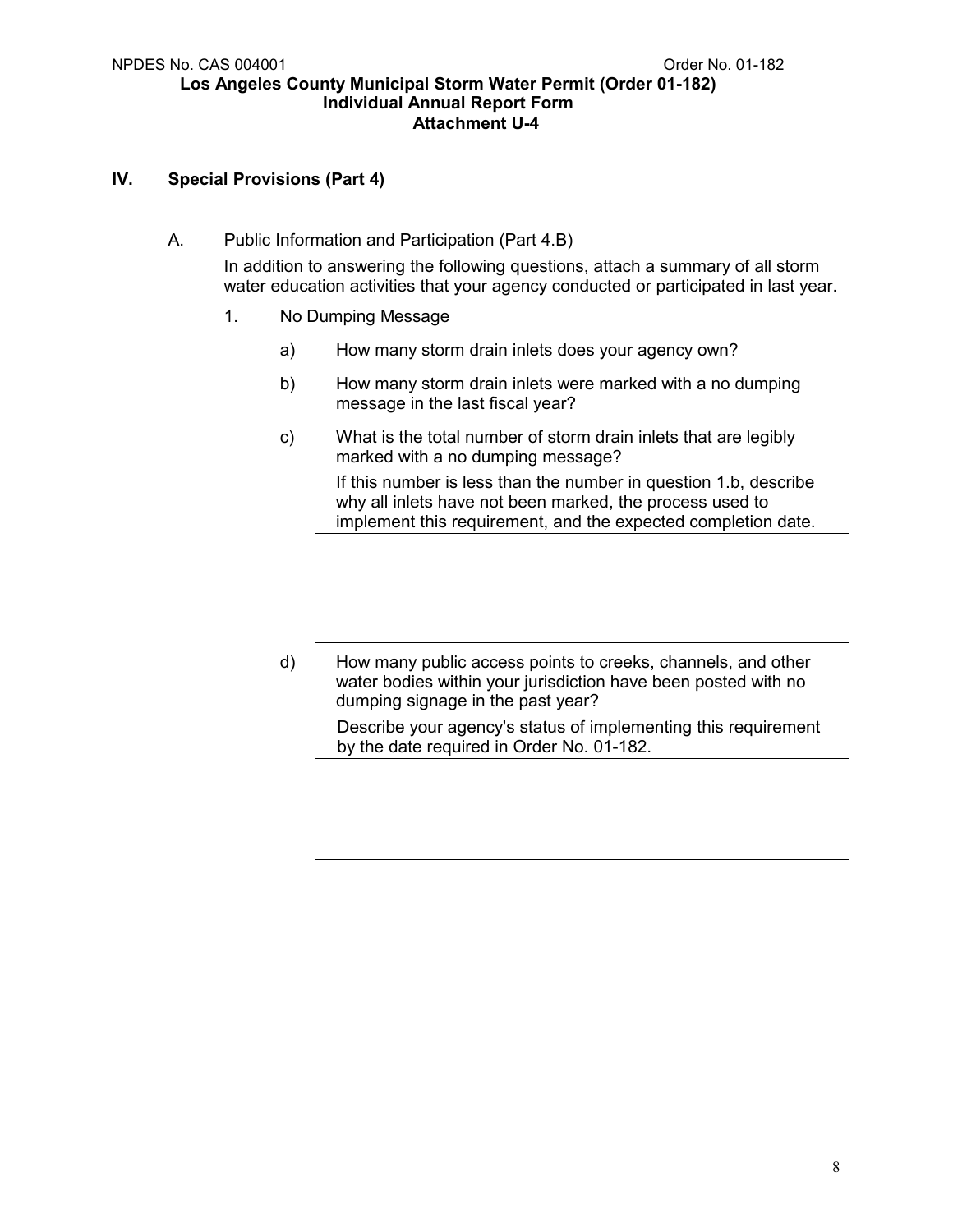NPDES No. CAS 004001 Order No. 01-182

**Los Angeles County Municipal Storm Water Permit (Order 01-182)**
**Individual Annual Report Form**
**Attachment U-4**

## IV. Special Provisions (Part 4)

A. Public Information and Participation (Part 4.B)

In addition to answering the following questions, attach a summary of all storm water education activities that your agency conducted or participated in last year.

1. No Dumping Message

   a) How many storm drain inlets does your agency own?

   b) How many storm drain inlets were marked with a no dumping message in the last fiscal year?

   c) What is the total number of storm drain inlets that are legibly marked with a no dumping message?

      If this number is less than the number in question 1.b, describe why all inlets have not been marked, the process used to implement this requirement, and the expected completion date.

   d) How many public access points to creeks, channels, and other water bodies within your jurisdiction have been posted with no dumping signage in the past year?

      Describe your agency's status of implementing this requirement by the date required in Order No. 01-182.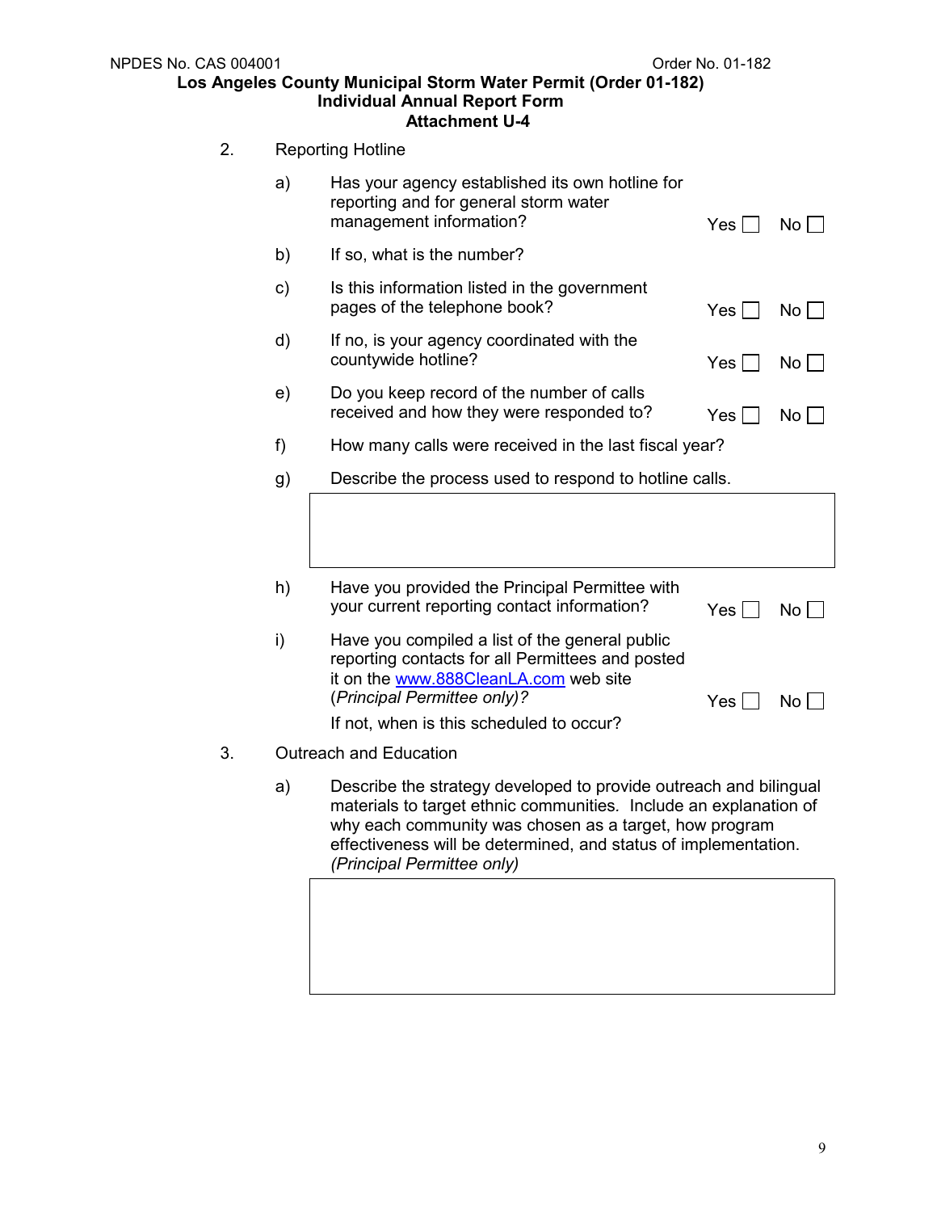2. Reporting Hotline

   a) Has your agency established its own hotline for reporting and for general storm water management information? Yes ☐ No ☐

   b) If so, what is the number?

   c) Is this information listed in the government pages of the telephone book? Yes ☐ No ☐

   d) If no, is your agency coordinated with the countywide hotline? Yes ☐ No ☐

   e) Do you keep record of the number of calls received and how they were responded to? Yes ☐ No ☐

   f) How many calls were received in the last fiscal year?

   g) Describe the process used to respond to hotline calls.

   | |
   |---|
   | |

   h) Have you provided the Principal Permittee with your current reporting contact information? Yes ☐ No ☐

   i) Have you compiled a list of the general public reporting contacts for all Permittees and posted it on the [www.888CleanLA.com](http://www.888CleanLA.com) web site (*Principal Permittee only)?* Yes ☐ No ☐

      If not, when is this scheduled to occur?

3. Outreach and Education

   a) Describe the strategy developed to provide outreach and bilingual materials to target ethnic communities. Include an explanation of why each community was chosen as a target, how program effectiveness will be determined, and status of implementation. *(Principal Permittee only)*

   | |
   |---|
   | |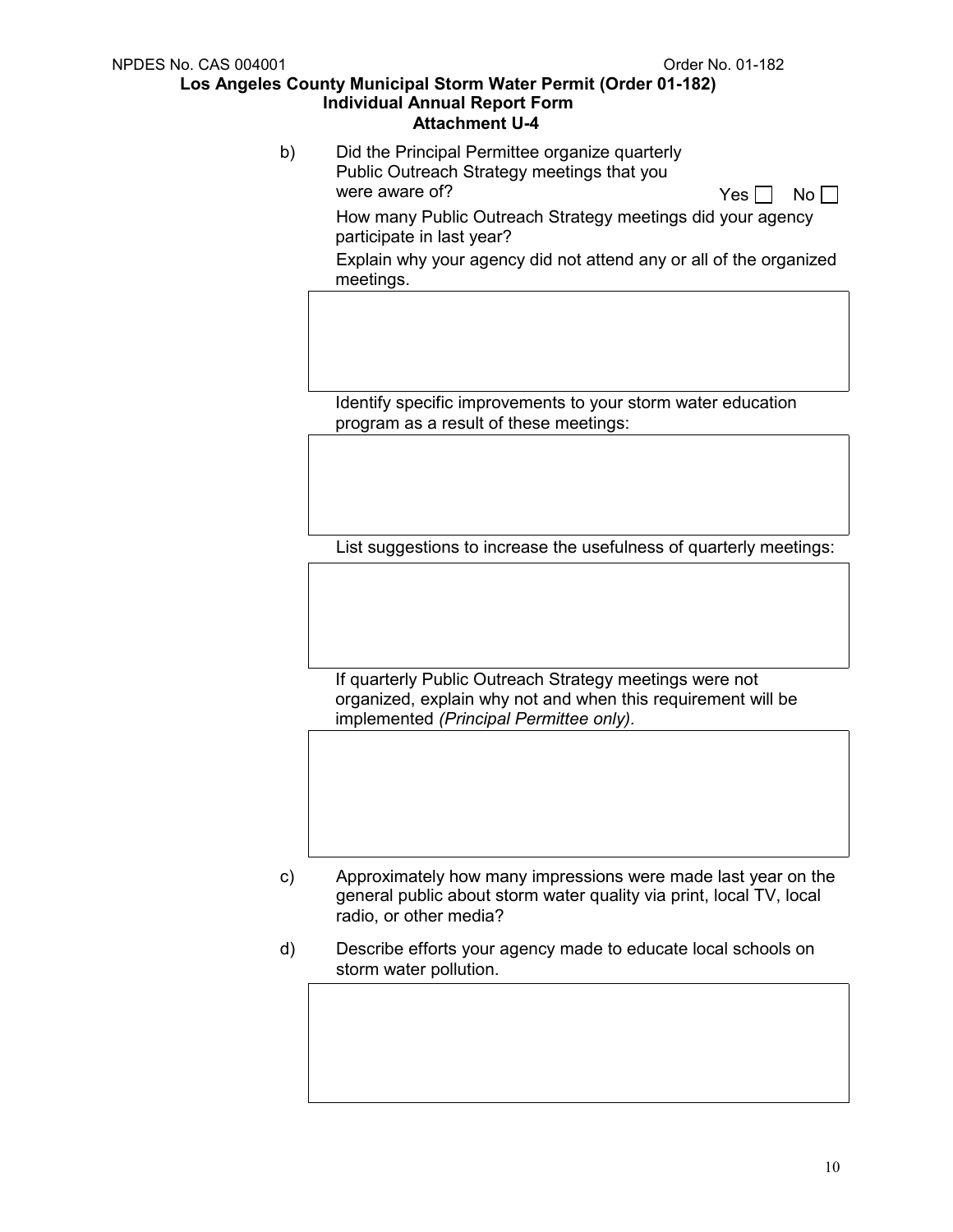b) Did the Principal Permittee organize quarterly Public Outreach Strategy meetings that you were aware of? Yes ☐ No ☐

How many Public Outreach Strategy meetings did your agency participate in last year?

Explain why your agency did not attend any or all of the organized meetings.

| |
|---|
| |

Identify specific improvements to your storm water education program as a result of these meetings:

| |
|---|
| |

List suggestions to increase the usefulness of quarterly meetings:

| |
|---|
| |

If quarterly Public Outreach Strategy meetings were not organized, explain why not and when this requirement will be implemented *(Principal Permittee only).*

| |
|---|
| |

c) Approximately how many impressions were made last year on the general public about storm water quality via print, local TV, local radio, or other media?

d) Describe efforts your agency made to educate local schools on storm water pollution.

| |
|---|
| |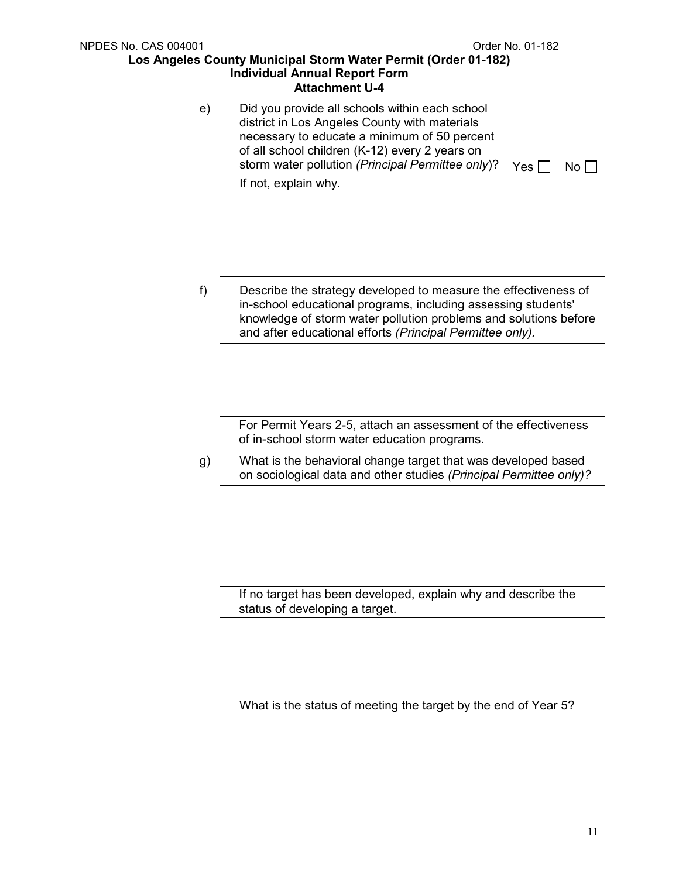e) Did you provide all schools within each school district in Los Angeles County with materials necessary to educate a minimum of 50 percent of all school children (K-12) every 2 years on storm water pollution *(Principal Permittee only)*? Yes ☐ No ☐

If not, explain why.

f) Describe the strategy developed to measure the effectiveness of in-school educational programs, including assessing students' knowledge of storm water pollution problems and solutions before and after educational efforts *(Principal Permittee only)*.

For Permit Years 2-5, attach an assessment of the effectiveness of in-school storm water education programs.

g) What is the behavioral change target that was developed based on sociological data and other studies *(Principal Permittee only)?*

If no target has been developed, explain why and describe the status of developing a target.

What is the status of meeting the target by the end of Year 5?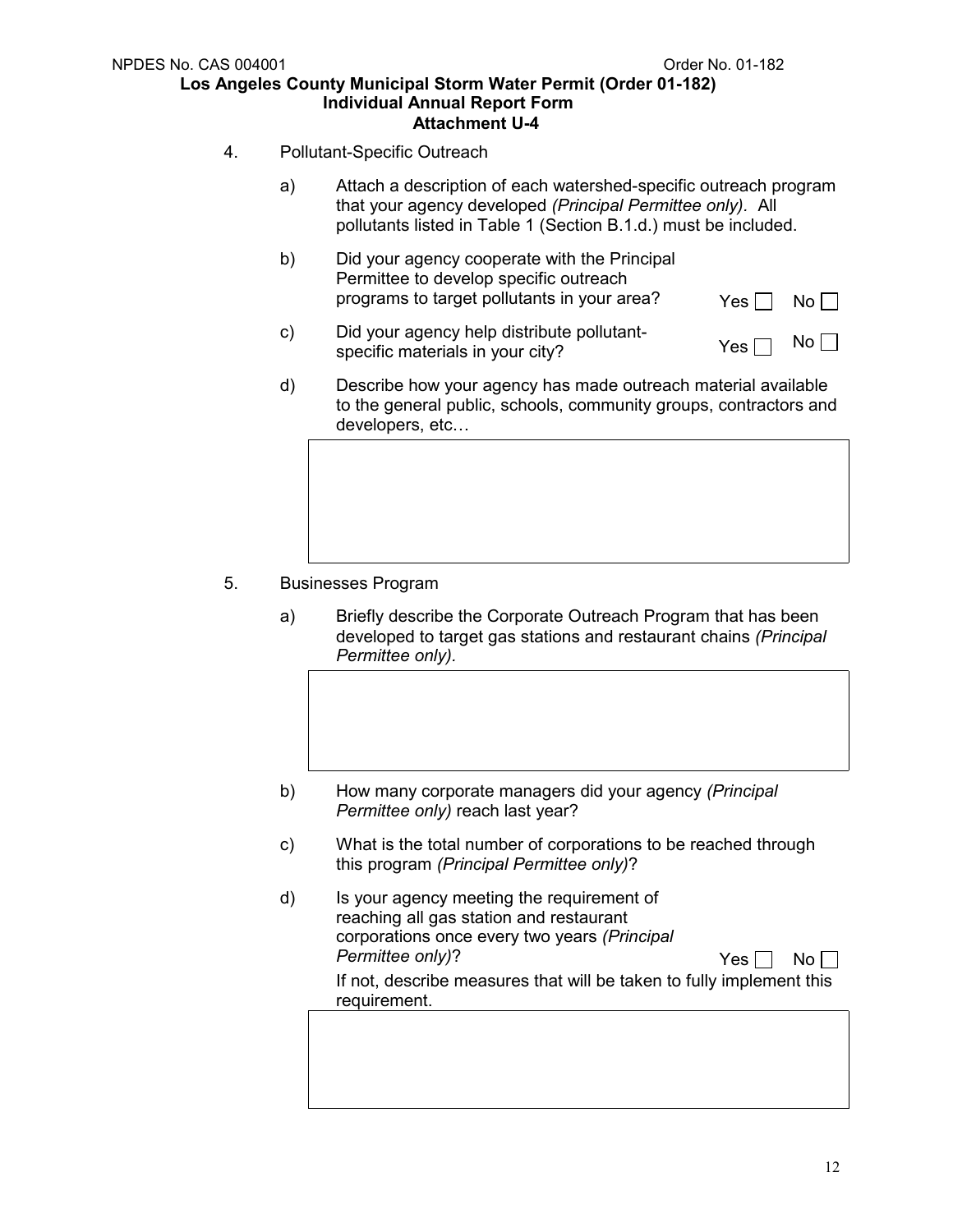4. Pollutant-Specific Outreach

   a) Attach a description of each watershed-specific outreach program that your agency developed *(Principal Permittee only)*. All pollutants listed in Table 1 (Section B.1.d.) must be included.

   b) Did your agency cooperate with the Principal Permittee to develop specific outreach programs to target pollutants in your area? Yes ☐ No ☐

   c) Did your agency help distribute pollutant-specific materials in your city? Yes ☐ No ☐

   d) Describe how your agency has made outreach material available to the general public, schools, community groups, contractors and developers, etc…

5. Businesses Program

   a) Briefly describe the Corporate Outreach Program that has been developed to target gas stations and restaurant chains *(Principal Permittee only).*

   b) How many corporate managers did your agency *(Principal Permittee only)* reach last year?

   c) What is the total number of corporations to be reached through this program *(Principal Permittee only)*?

   d) Is your agency meeting the requirement of reaching all gas station and restaurant corporations once every two years *(Principal Permittee only)*? Yes ☐ No ☐

      If not, describe measures that will be taken to fully implement this requirement.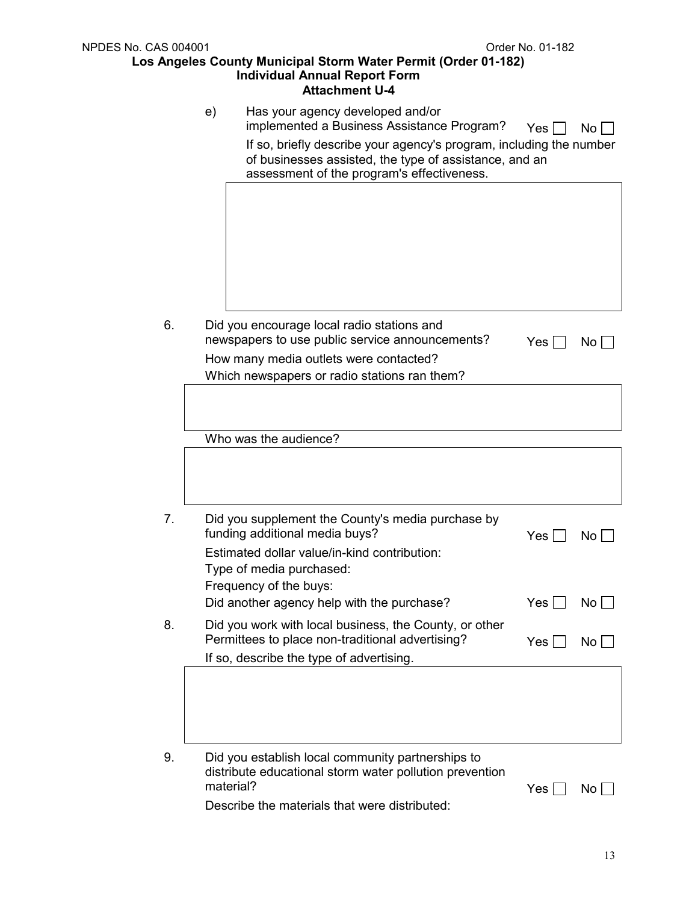e) Has your agency developed and/or implemented a Business Assistance Program? Yes ☐ No ☐

If so, briefly describe your agency's program, including the number of businesses assisted, the type of assistance, and an assessment of the program's effectiveness.

6. Did you encourage local radio stations and newspapers to use public service announcements? Yes ☐ No ☐

   How many media outlets were contacted?

   Which newspapers or radio stations ran them?

   Who was the audience?

7. Did you supplement the County's media purchase by funding additional media buys? Yes ☐ No ☐

   Estimated dollar value/in-kind contribution:

   Type of media purchased:

   Frequency of the buys:

   Did another agency help with the purchase? Yes ☐ No ☐

8. Did you work with local business, the County, or other Permittees to place non-traditional advertising? Yes ☐ No ☐

   If so, describe the type of advertising.

9. Did you establish local community partnerships to distribute educational storm water pollution prevention material? Yes ☐ No ☐

   Describe the materials that were distributed: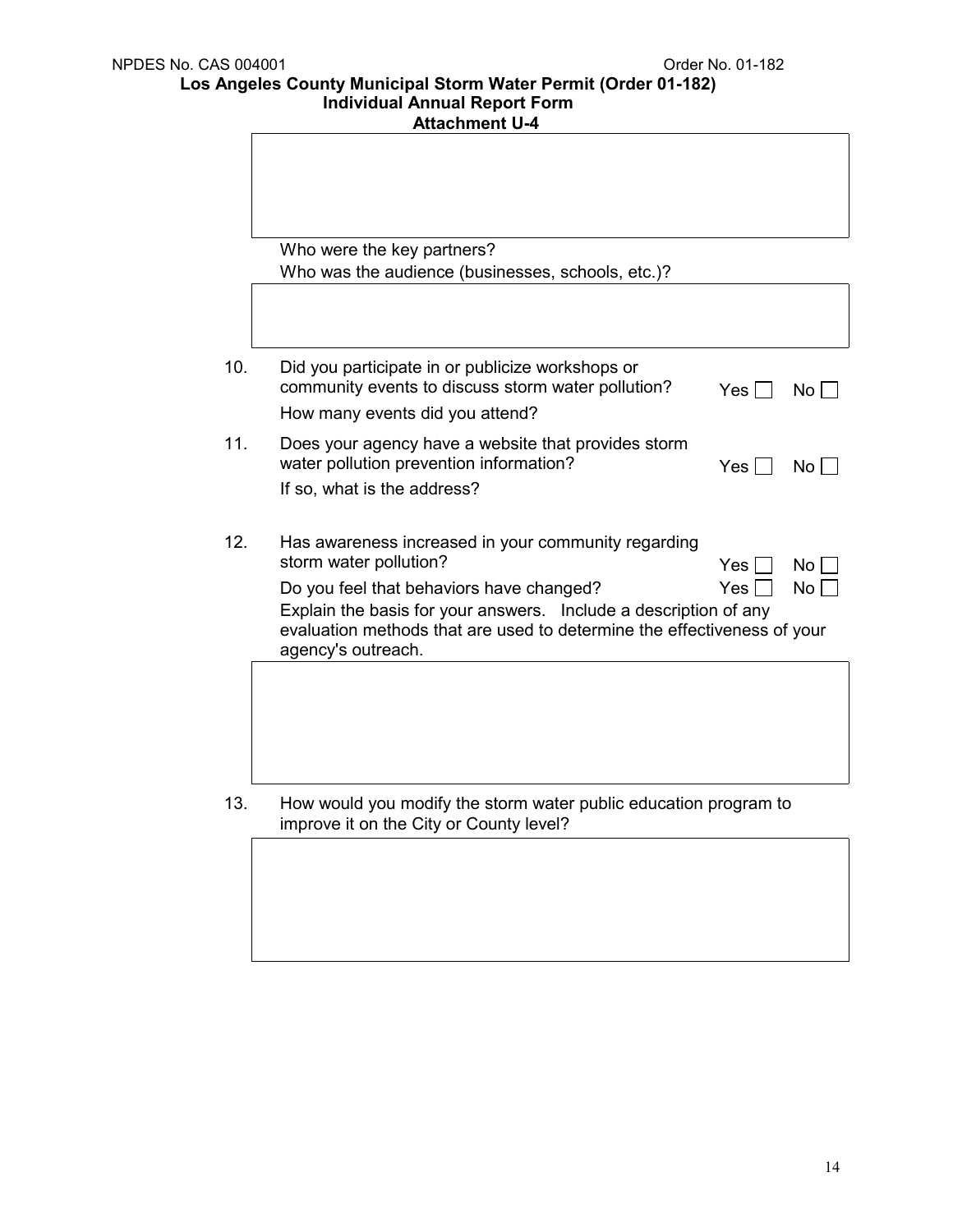Who were the key partners?

Who was the audience (businesses, schools, etc.)?

10. Did you participate in or publicize workshops or community events to discuss storm water pollution? Yes ☐ No ☐

    How many events did you attend?

11. Does your agency have a website that provides storm water pollution prevention information? Yes ☐ No ☐

    If so, what is the address?

12. Has awareness increased in your community regarding storm water pollution? Yes ☐ No ☐

    Do you feel that behaviors have changed? Yes ☐ No ☐

    Explain the basis for your answers. Include a description of any evaluation methods that are used to determine the effectiveness of your agency's outreach.

13. How would you modify the storm water public education program to improve it on the City or County level?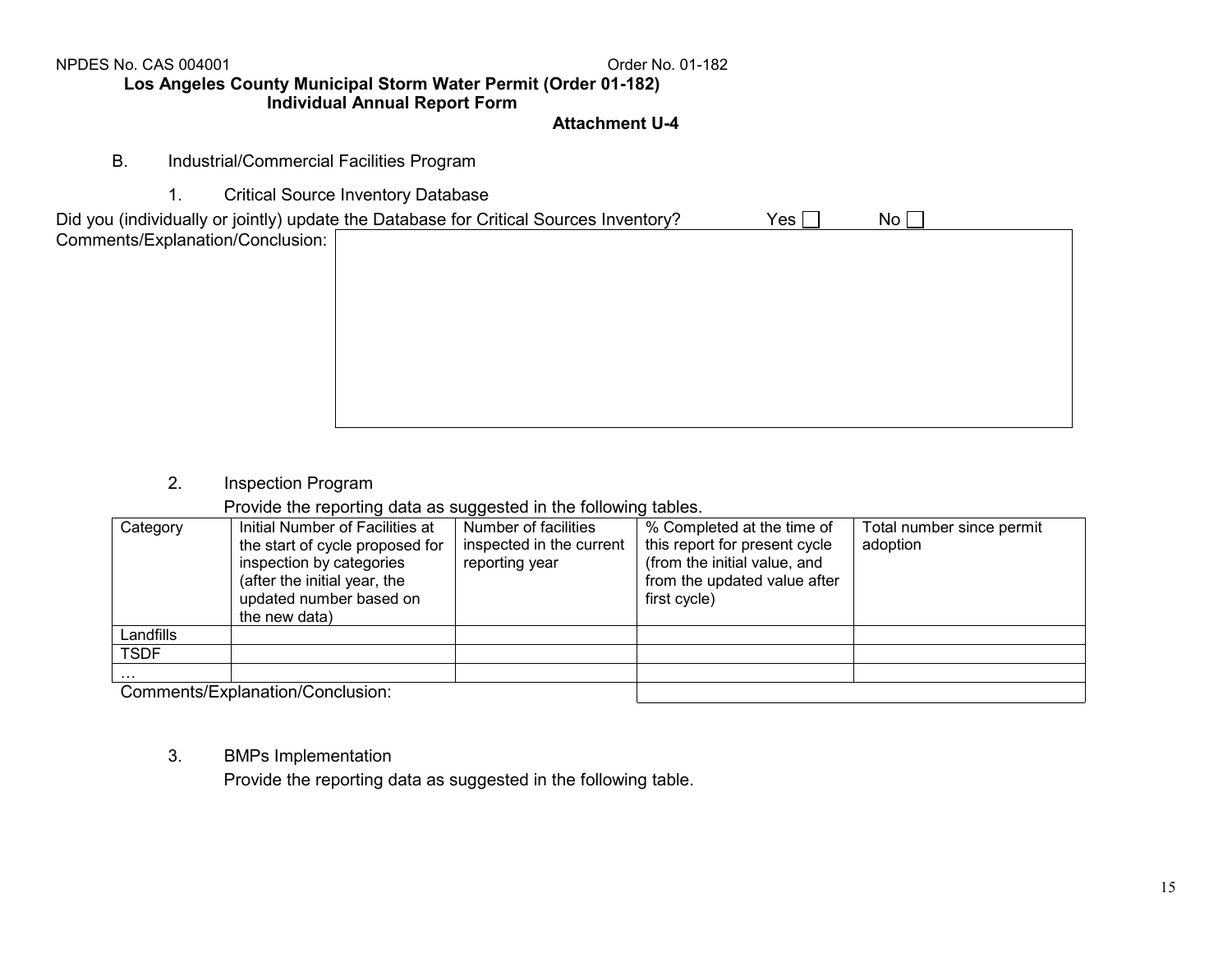NPDES No. CAS 004001 Order No. 01-182

**Los Angeles County Municipal Storm Water Permit (Order 01-182)**
**Individual Annual Report Form**

**Attachment U-4**

B. Industrial/Commercial Facilities Program

1. Critical Source Inventory Database

Did you (individually or jointly) update the Database for Critical Sources Inventory? Yes ☐ No ☐

Comments/Explanation/Conclusion:

2. Inspection Program

Provide the reporting data as suggested in the following tables.

| Category | Initial Number of Facilities at the start of cycle proposed for inspection by categories (after the initial year, the updated number based on the new data) | Number of facilities inspected in the current reporting year | % Completed at the time of this report for present cycle (from the initial value, and from the updated value after first cycle) | Total number since permit adoption |
|---|---|---|---|---|
| Landfills | | | | |
| TSDF | | | | |
| … | | | | |

Comments/Explanation/Conclusion:

3. BMPs Implementation

Provide the reporting data as suggested in the following table.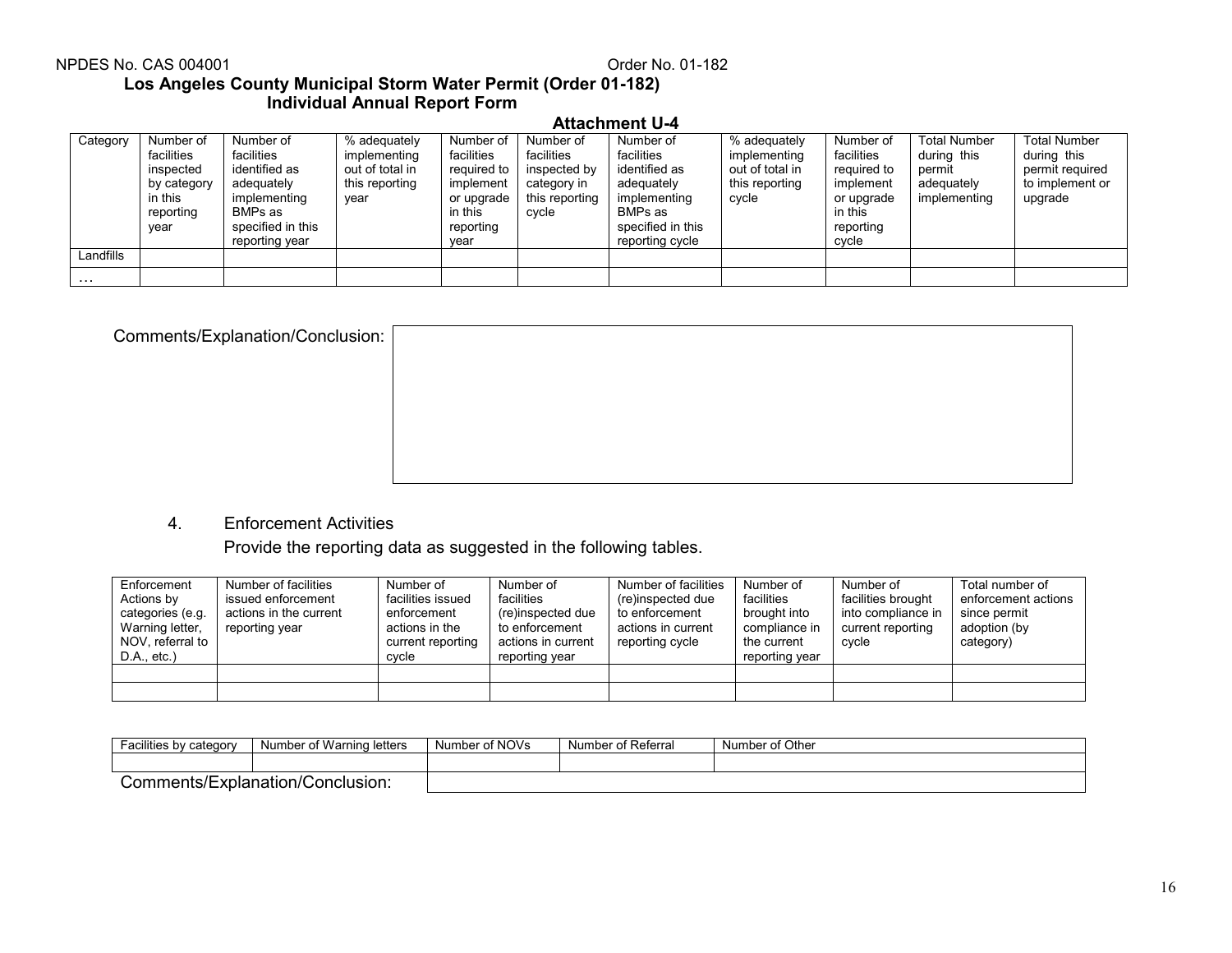**Attachment U-4**

| Category | Number of facilities inspected by category in this reporting year | Number of facilities identified as adequately implementing BMPs as specified in this reporting year | % adequately implementing out of total in this reporting year | Number of facilities required to implement or upgrade in this reporting year | Number of facilities inspected by category in this reporting cycle | Number of facilities identified as adequately implementing BMPs as specified in this reporting cycle | % adequately implementing out of total in this reporting cycle | Number of facilities required to implement or upgrade in this reporting cycle | Total Number during this permit adequately implementing | Total Number during this permit required to implement or upgrade |
|---|---|---|---|---|---|---|---|---|---|---|
| Landfills | | | | | | | | | | |
| … | | | | | | | | | | |

Comments/Explanation/Conclusion:

4. Enforcement Activities

Provide the reporting data as suggested in the following tables.

| Enforcement Actions by categories (e.g. Warning letter, NOV, referral to D.A., etc.) | Number of facilities issued enforcement actions in the current reporting year | Number of facilities issued enforcement actions in the current reporting cycle | Number of facilities (re)inspected due to enforcement actions in current reporting year | Number of facilities (re)inspected due to enforcement actions in current reporting cycle | Number of facilities brought into compliance in the current reporting year | Number of facilities brought into compliance in current reporting cycle | Total number of enforcement actions since permit adoption (by category) |
|---|---|---|---|---|---|---|---|
| | | | | | | | |
| | | | | | | | |

| Facilities by category | Number of Warning letters | Number of NOVs | Number of Referral | Number of Other |
|---|---|---|---|---|
| | | | | |

Comments/Explanation/Conclusion: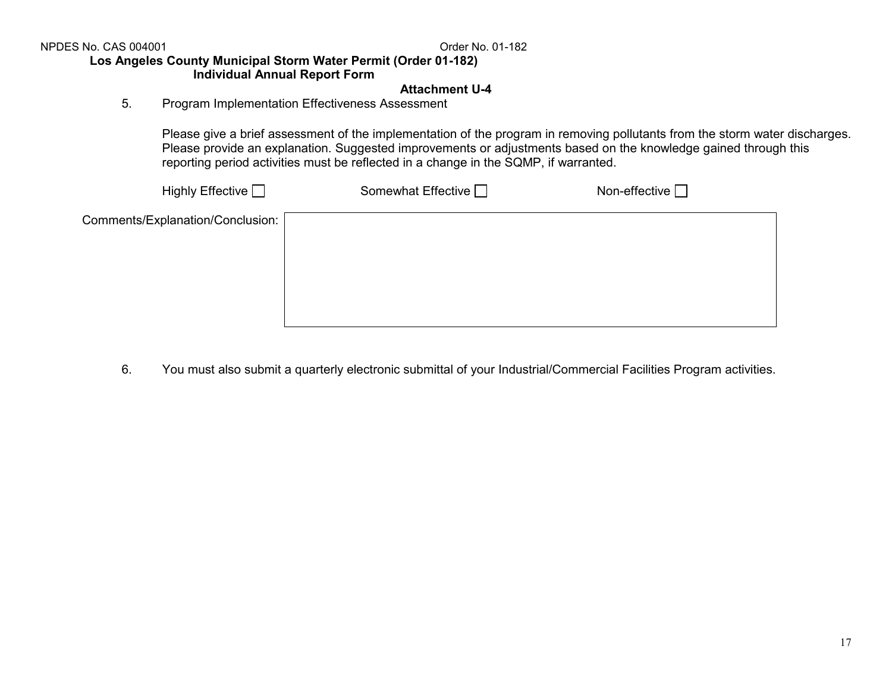Los Angeles County Municipal Storm Water Permit (Order 01-182)
Individual Annual Report Form

**Attachment U-4**

5. Program Implementation Effectiveness Assessment

   Please give a brief assessment of the implementation of the program in removing pollutants from the storm water discharges. Please provide an explanation. Suggested improvements or adjustments based on the knowledge gained through this reporting period activities must be reflected in a change in the SQMP, if warranted.

   Highly Effective ☐ Somewhat Effective ☐ Non-effective ☐

Comments/Explanation/Conclusion:

| |
|---|
| |

6. You must also submit a quarterly electronic submittal of your Industrial/Commercial Facilities Program activities.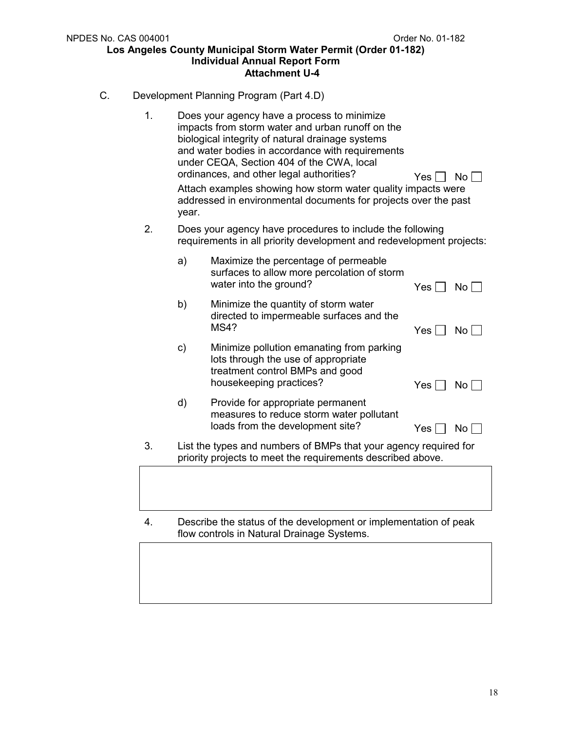C. Development Planning Program (Part 4.D)

1. Does your agency have a process to minimize impacts from storm water and urban runoff on the biological integrity of natural drainage systems and water bodies in accordance with requirements under CEQA, Section 404 of the CWA, local ordinances, and other legal authorities? Yes ☐ No ☐

   Attach examples showing how storm water quality impacts were addressed in environmental documents for projects over the past year.

2. Does your agency have procedures to include the following requirements in all priority development and redevelopment projects:

   a) Maximize the percentage of permeable surfaces to allow more percolation of storm water into the ground? Yes ☐ No ☐

   b) Minimize the quantity of storm water directed to impermeable surfaces and the MS4? Yes ☐ No ☐

   c) Minimize pollution emanating from parking lots through the use of appropriate treatment control BMPs and good housekeeping practices? Yes ☐ No ☐

   d) Provide for appropriate permanent measures to reduce storm water pollutant loads from the development site? Yes ☐ No ☐

3. List the types and numbers of BMPs that your agency required for priority projects to meet the requirements described above.

| |
|---|
| |

4. Describe the status of the development or implementation of peak flow controls in Natural Drainage Systems.

| |
|---|
| |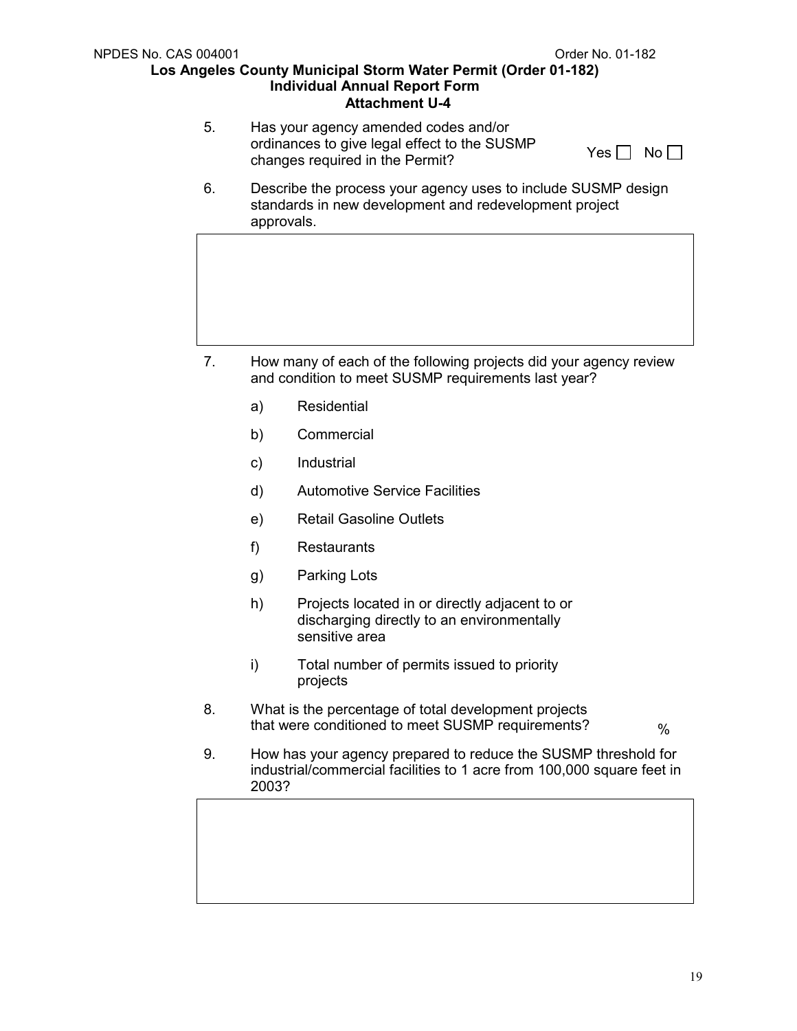5. Has your agency amended codes and/or ordinances to give legal effect to the SUSMP changes required in the Permit? Yes ☐ No ☐

6. Describe the process your agency uses to include SUSMP design standards in new development and redevelopment project approvals.

| |
|---|
| |

7. How many of each of the following projects did your agency review and condition to meet SUSMP requirements last year?

   a) Residential

   b) Commercial

   c) Industrial

   d) Automotive Service Facilities

   e) Retail Gasoline Outlets

   f) Restaurants

   g) Parking Lots

   h) Projects located in or directly adjacent to or discharging directly to an environmentally sensitive area

   i) Total number of permits issued to priority projects

8. What is the percentage of total development projects that were conditioned to meet SUSMP requirements? %

9. How has your agency prepared to reduce the SUSMP threshold for industrial/commercial facilities to 1 acre from 100,000 square feet in 2003?

| |
|---|
| |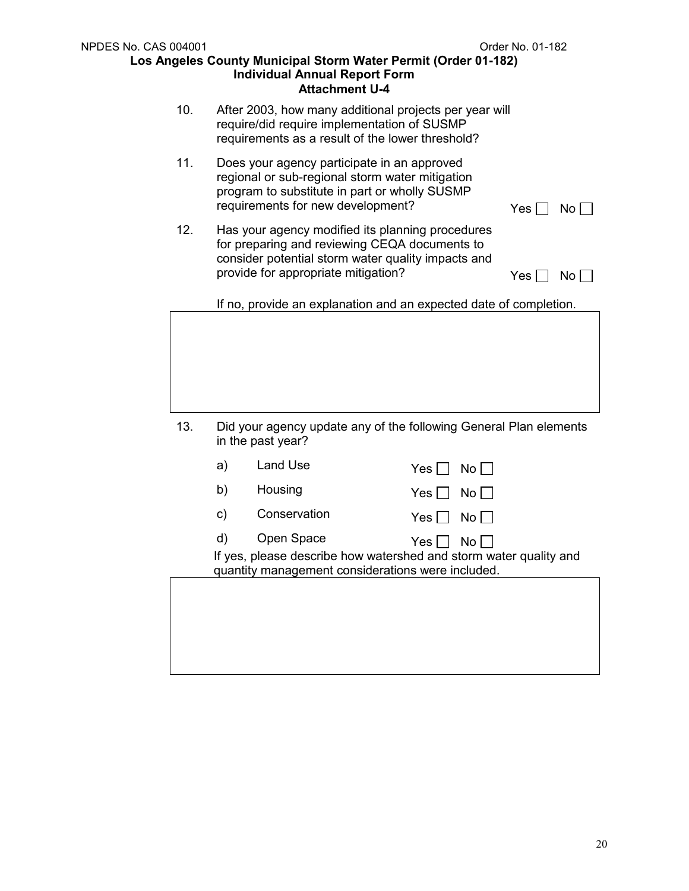10. After 2003, how many additional projects per year will require/did require implementation of SUSMP requirements as a result of the lower threshold?

11. Does your agency participate in an approved regional or sub-regional storm water mitigation program to substitute in part or wholly SUSMP requirements for new development? Yes ☐ No ☐

12. Has your agency modified its planning procedures for preparing and reviewing CEQA documents to consider potential storm water quality impacts and provide for appropriate mitigation? Yes ☐ No ☐

    If no, provide an explanation and an expected date of completion.

| |
|---|
| |

13. Did your agency update any of the following General Plan elements in the past year?

    a) Land Use Yes ☐ No ☐

    b) Housing Yes ☐ No ☐

    c) Conservation Yes ☐ No ☐

    d) Open Space Yes ☐ No ☐

    If yes, please describe how watershed and storm water quality and quantity management considerations were included.

| |
|---|
| |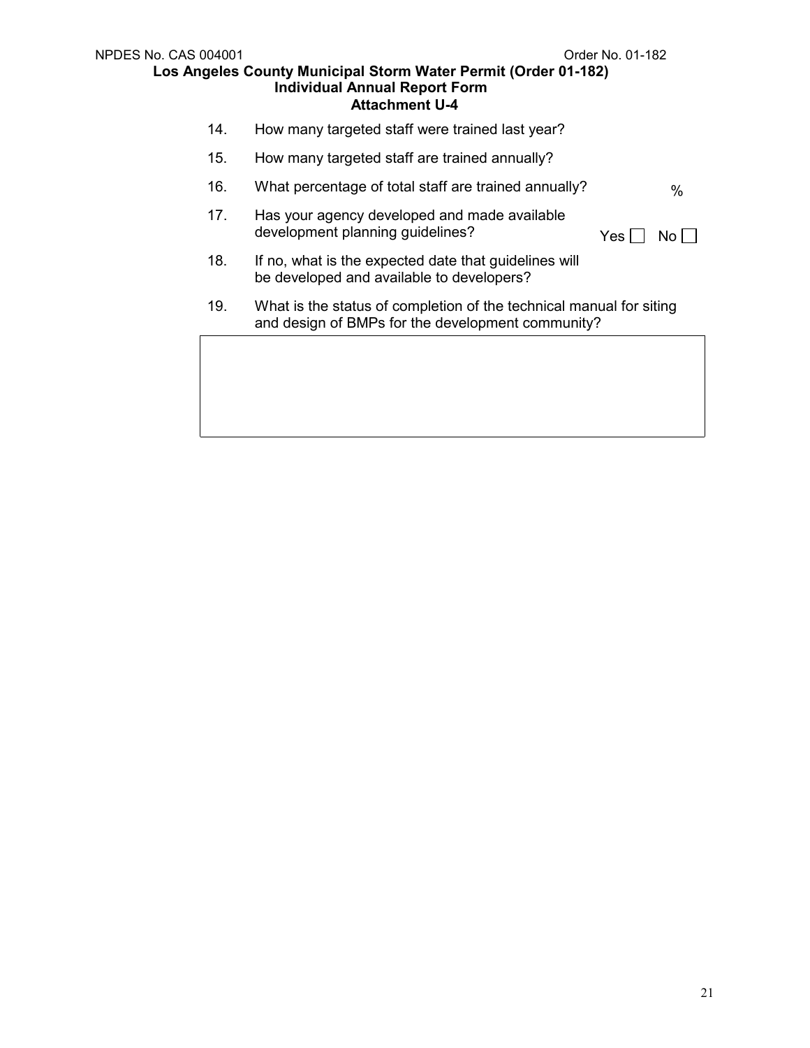14. How many targeted staff were trained last year?

15. How many targeted staff are trained annually?

16. What percentage of total staff are trained annually? %

17. Has your agency developed and made available development planning guidelines? Yes ☐ No ☐

18. If no, what is the expected date that guidelines will be developed and available to developers?

19. What is the status of completion of the technical manual for siting and design of BMPs for the development community?

| |
|---|
| |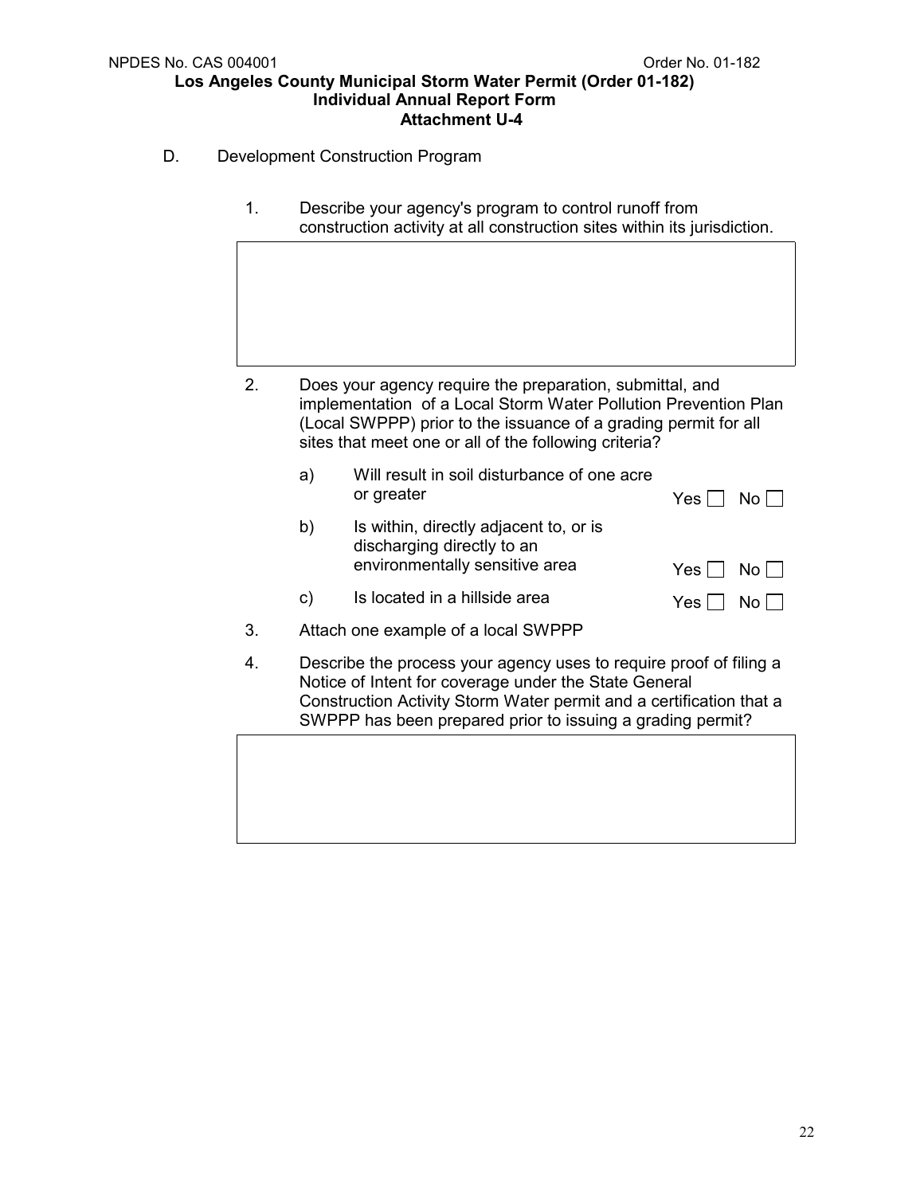NPDES No. CAS 004001 Order No. 01-182

**Los Angeles County Municipal Storm Water Permit (Order 01-182)**
**Individual Annual Report Form**
**Attachment U-4**

D. Development Construction Program

1. Describe your agency's program to control runoff from construction activity at all construction sites within its jurisdiction.

| |
|---|
| |

2. Does your agency require the preparation, submittal, and implementation of a Local Storm Water Pollution Prevention Plan (Local SWPPP) prior to the issuance of a grading permit for all sites that meet one or all of the following criteria?

   a) Will result in soil disturbance of one acre or greater — Yes ☐ No ☐

   b) Is within, directly adjacent to, or is discharging directly to an environmentally sensitive area — Yes ☐ No ☐

   c) Is located in a hillside area — Yes ☐ No ☐

3. Attach one example of a local SWPPP

4. Describe the process your agency uses to require proof of filing a Notice of Intent for coverage under the State General Construction Activity Storm Water permit and a certification that a SWPPP has been prepared prior to issuing a grading permit?

| |
|---|
| |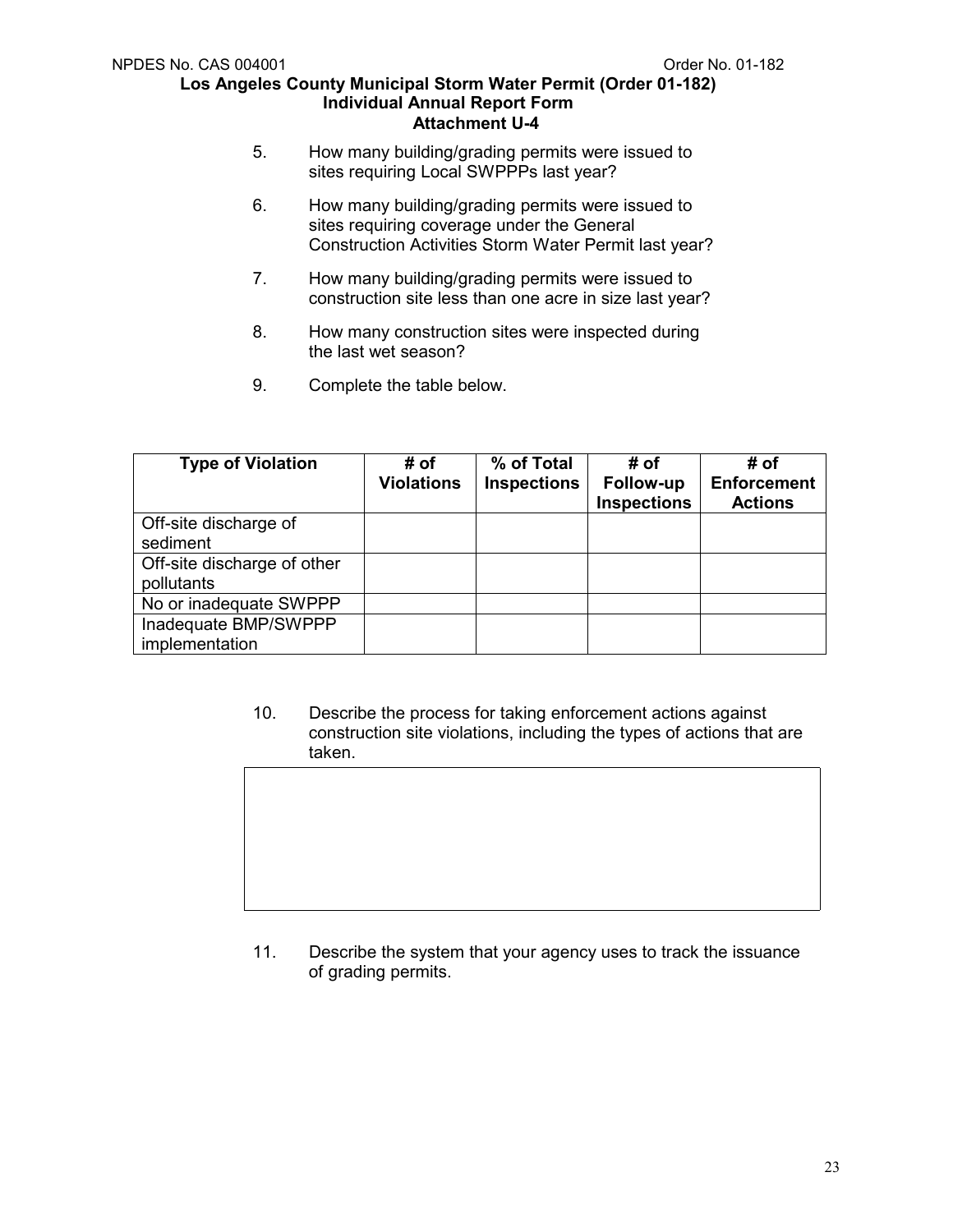5. How many building/grading permits were issued to sites requiring Local SWPPPs last year?

6. How many building/grading permits were issued to sites requiring coverage under the General Construction Activities Storm Water Permit last year?

7. How many building/grading permits were issued to construction site less than one acre in size last year?

8. How many construction sites were inspected during the last wet season?

9. Complete the table below.

| Type of Violation | # of Violations | % of Total Inspections | # of Follow-up Inspections | # of Enforcement Actions |
|---|---|---|---|---|
| Off-site discharge of sediment | | | | |
| Off-site discharge of other pollutants | | | | |
| No or inadequate SWPPP | | | | |
| Inadequate BMP/SWPPP implementation | | | | |

10. Describe the process for taking enforcement actions against construction site violations, including the types of actions that are taken.

| |
|---|
| |

11. Describe the system that your agency uses to track the issuance of grading permits.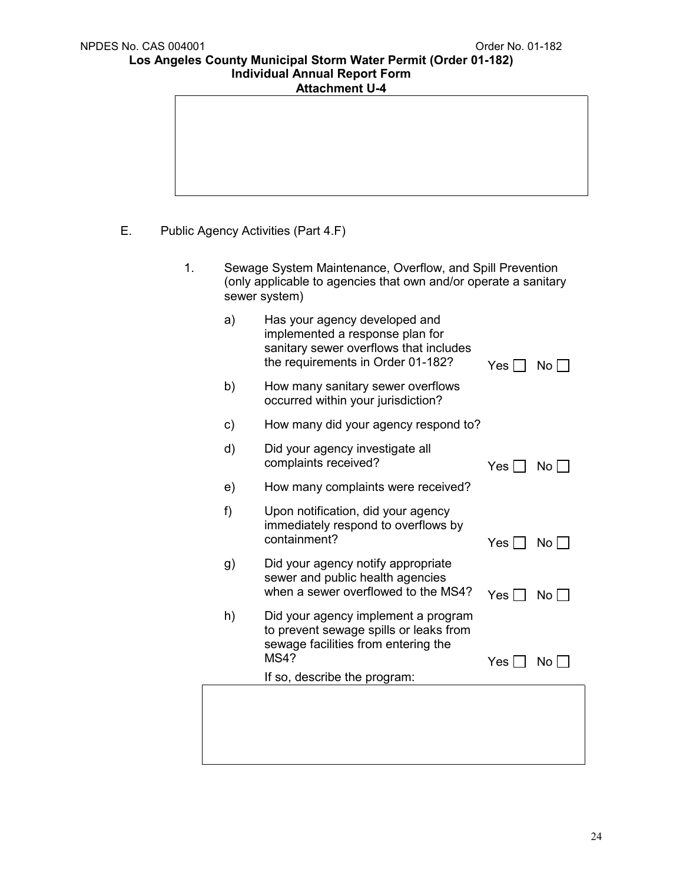E. Public Agency Activities (Part 4.F)

1. Sewage System Maintenance, Overflow, and Spill Prevention (only applicable to agencies that own and/or operate a sanitary sewer system)

   a) Has your agency developed and implemented a response plan for sanitary sewer overflows that includes the requirements in Order 01-182? Yes ☐ No ☐

   b) How many sanitary sewer overflows occurred within your jurisdiction?

   c) How many did your agency respond to?

   d) Did your agency investigate all complaints received? Yes ☐ No ☐

   e) How many complaints were received?

   f) Upon notification, did your agency immediately respond to overflows by containment? Yes ☐ No ☐

   g) Did your agency notify appropriate sewer and public health agencies when a sewer overflowed to the MS4? Yes ☐ No ☐

   h) Did your agency implement a program to prevent sewage spills or leaks from sewage facilities from entering the MS4? Yes ☐ No ☐

   If so, describe the program: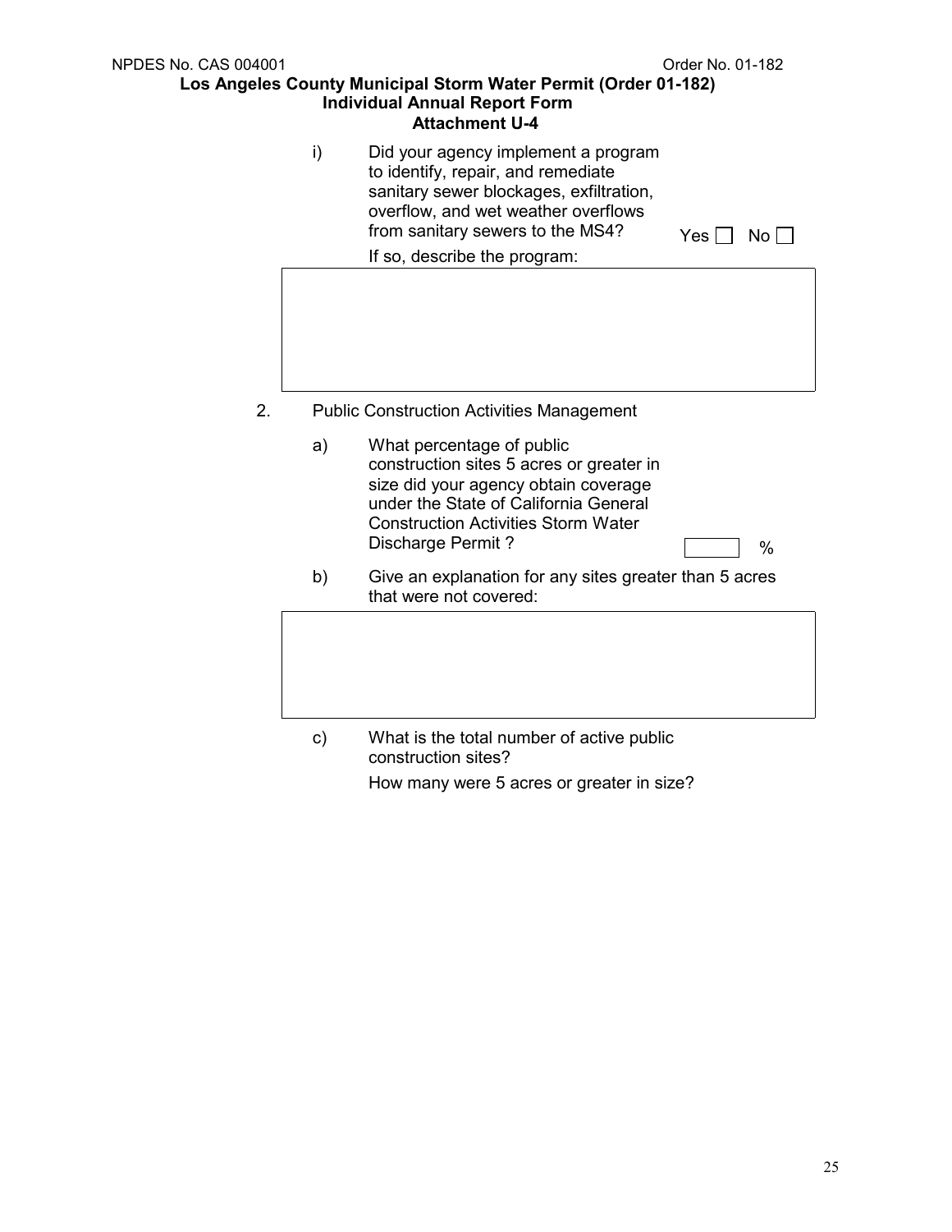i) Did your agency implement a program to identify, repair, and remediate sanitary sewer blockages, exfiltration, overflow, and wet weather overflows from sanitary sewers to the MS4? Yes ☐ No ☐

If so, describe the program:

2. Public Construction Activities Management

a) What percentage of public construction sites 5 acres or greater in size did your agency obtain coverage under the State of California General Construction Activities Storm Water Discharge Permit ? ____ %

b) Give an explanation for any sites greater than 5 acres that were not covered:

c) What is the total number of active public construction sites?

How many were 5 acres or greater in size?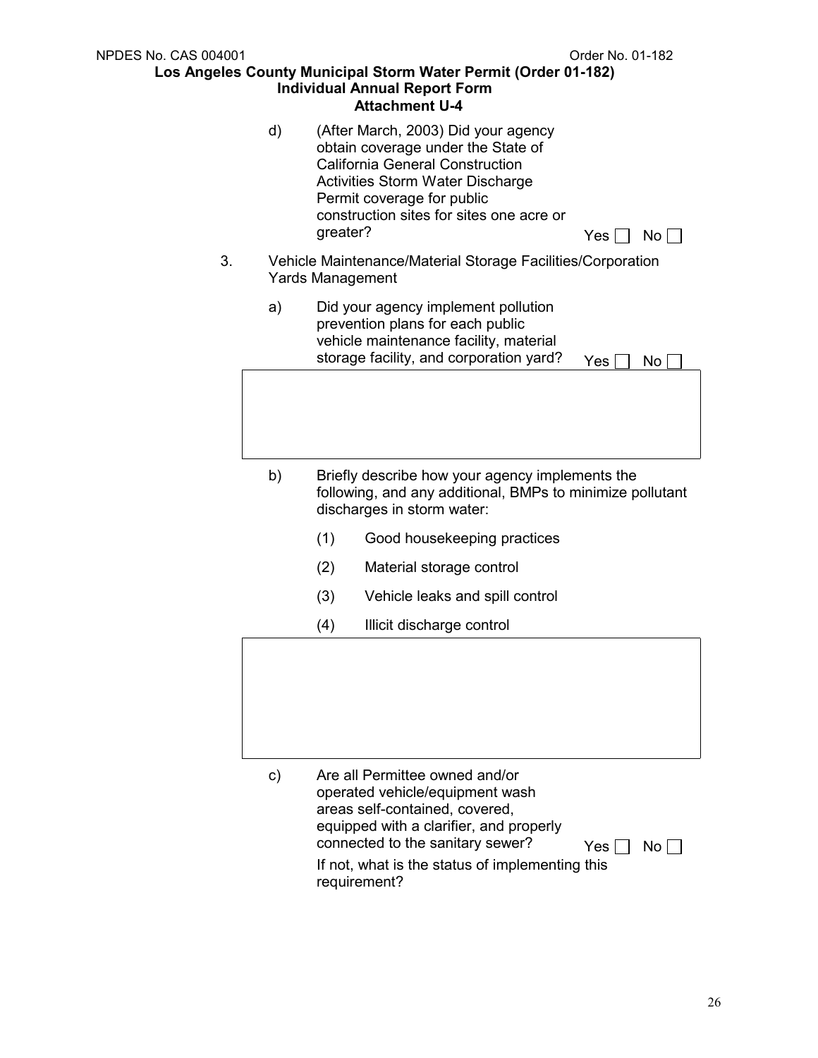d) (After March, 2003) Did your agency obtain coverage under the State of California General Construction Activities Storm Water Discharge Permit coverage for public construction sites for sites one acre or greater? Yes ☐ No ☐

3. Vehicle Maintenance/Material Storage Facilities/Corporation Yards Management

   a) Did your agency implement pollution prevention plans for each public vehicle maintenance facility, material storage facility, and corporation yard? Yes ☐ No ☐

   b) Briefly describe how your agency implements the following, and any additional, BMPs to minimize pollutant discharges in storm water:

      (1) Good housekeeping practices

      (2) Material storage control

      (3) Vehicle leaks and spill control

      (4) Illicit discharge control

   c) Are all Permittee owned and/or operated vehicle/equipment wash areas self-contained, covered, equipped with a clarifier, and properly connected to the sanitary sewer? Yes ☐ No ☐

      If not, what is the status of implementing this requirement?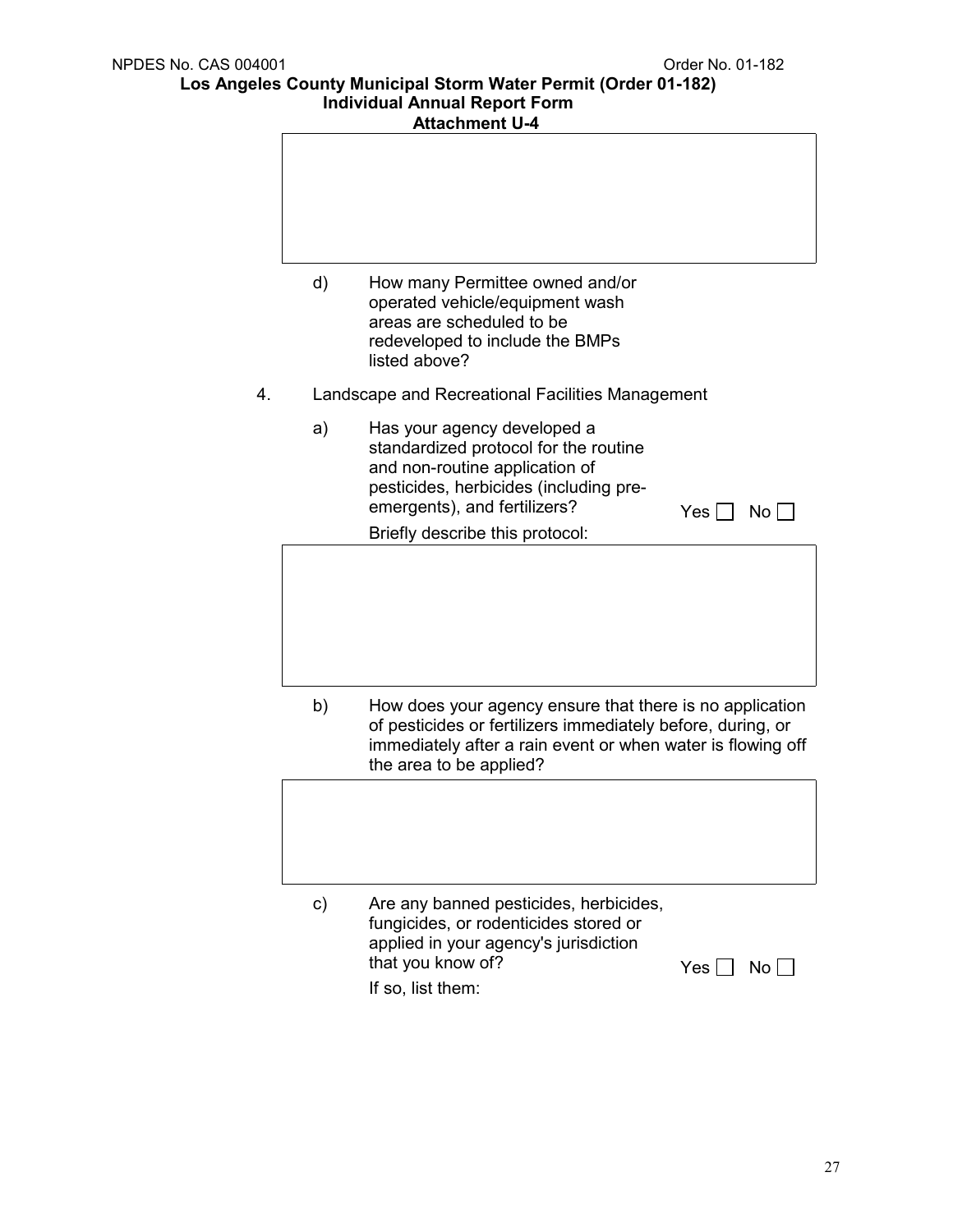d) How many Permittee owned and/or operated vehicle/equipment wash areas are scheduled to be redeveloped to include the BMPs listed above?

4. Landscape and Recreational Facilities Management

a) Has your agency developed a standardized protocol for the routine and non-routine application of pesticides, herbicides (including pre-emergents), and fertilizers? Yes ☐ No ☐

Briefly describe this protocol:

b) How does your agency ensure that there is no application of pesticides or fertilizers immediately before, during, or immediately after a rain event or when water is flowing off the area to be applied?

c) Are any banned pesticides, herbicides, fungicides, or rodenticides stored or applied in your agency's jurisdiction that you know of? Yes ☐ No ☐

If so, list them: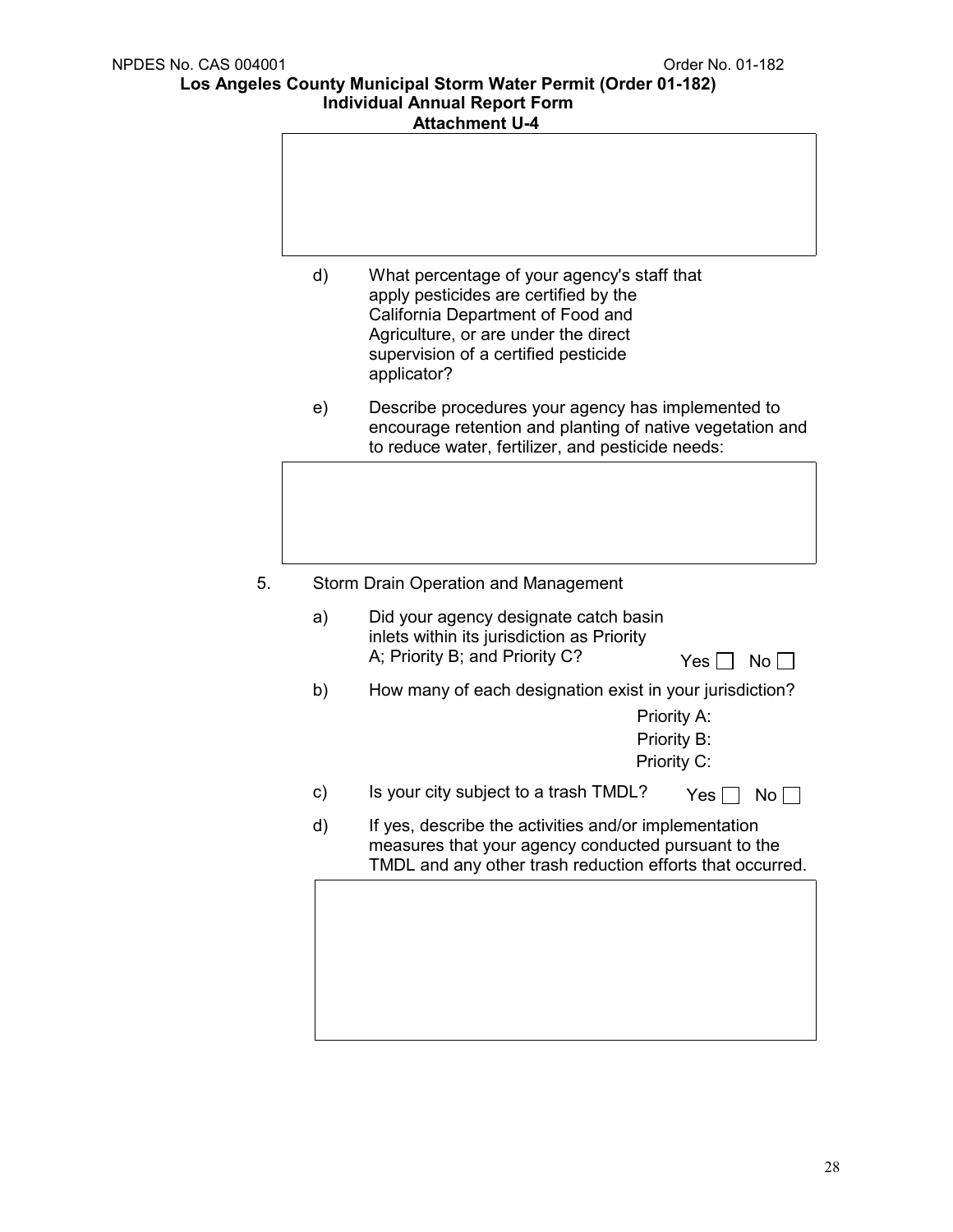d) What percentage of your agency's staff that apply pesticides are certified by the California Department of Food and Agriculture, or are under the direct supervision of a certified pesticide applicator?

e) Describe procedures your agency has implemented to encourage retention and planting of native vegetation and to reduce water, fertilizer, and pesticide needs:

5. Storm Drain Operation and Management

a) Did your agency designate catch basin inlets within its jurisdiction as Priority A; Priority B; and Priority C? Yes ☐ No ☐

b) How many of each designation exist in your jurisdiction?

Priority A:
Priority B:
Priority C:

c) Is your city subject to a trash TMDL? Yes ☐ No ☐

d) If yes, describe the activities and/or implementation measures that your agency conducted pursuant to the TMDL and any other trash reduction efforts that occurred.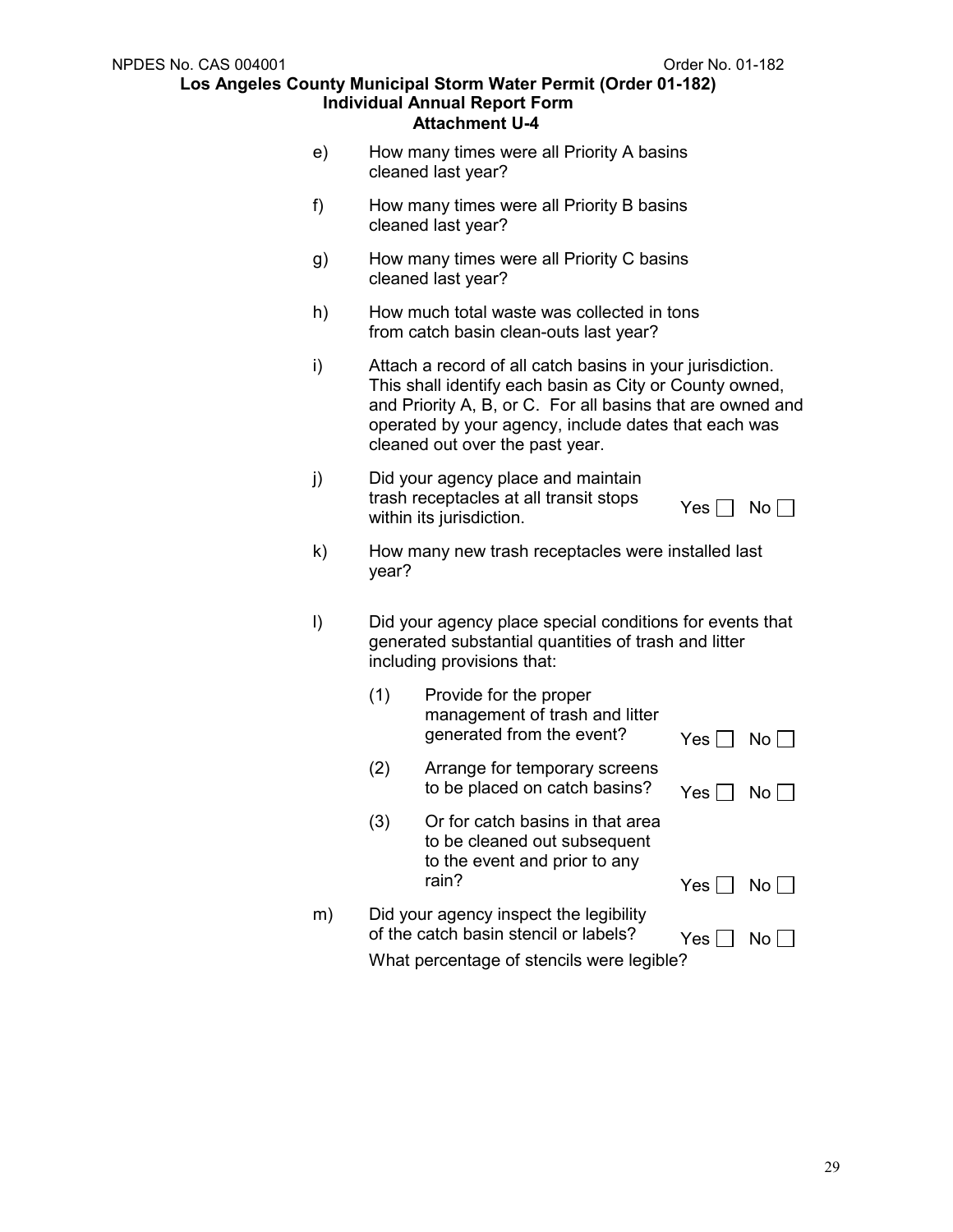e) How many times were all Priority A basins cleaned last year?

f) How many times were all Priority B basins cleaned last year?

g) How many times were all Priority C basins cleaned last year?

h) How much total waste was collected in tons from catch basin clean-outs last year?

i) Attach a record of all catch basins in your jurisdiction. This shall identify each basin as City or County owned, and Priority A, B, or C. For all basins that are owned and operated by your agency, include dates that each was cleaned out over the past year.

j) Did your agency place and maintain trash receptacles at all transit stops within its jurisdiction. Yes ☐ No ☐

k) How many new trash receptacles were installed last year?

l) Did your agency place special conditions for events that generated substantial quantities of trash and litter including provisions that:

   (1) Provide for the proper management of trash and litter generated from the event? Yes ☐ No ☐

   (2) Arrange for temporary screens to be placed on catch basins? Yes ☐ No ☐

   (3) Or for catch basins in that area to be cleaned out subsequent to the event and prior to any rain? Yes ☐ No ☐

m) Did your agency inspect the legibility of the catch basin stencil or labels? Yes ☐ No ☐

   What percentage of stencils were legible?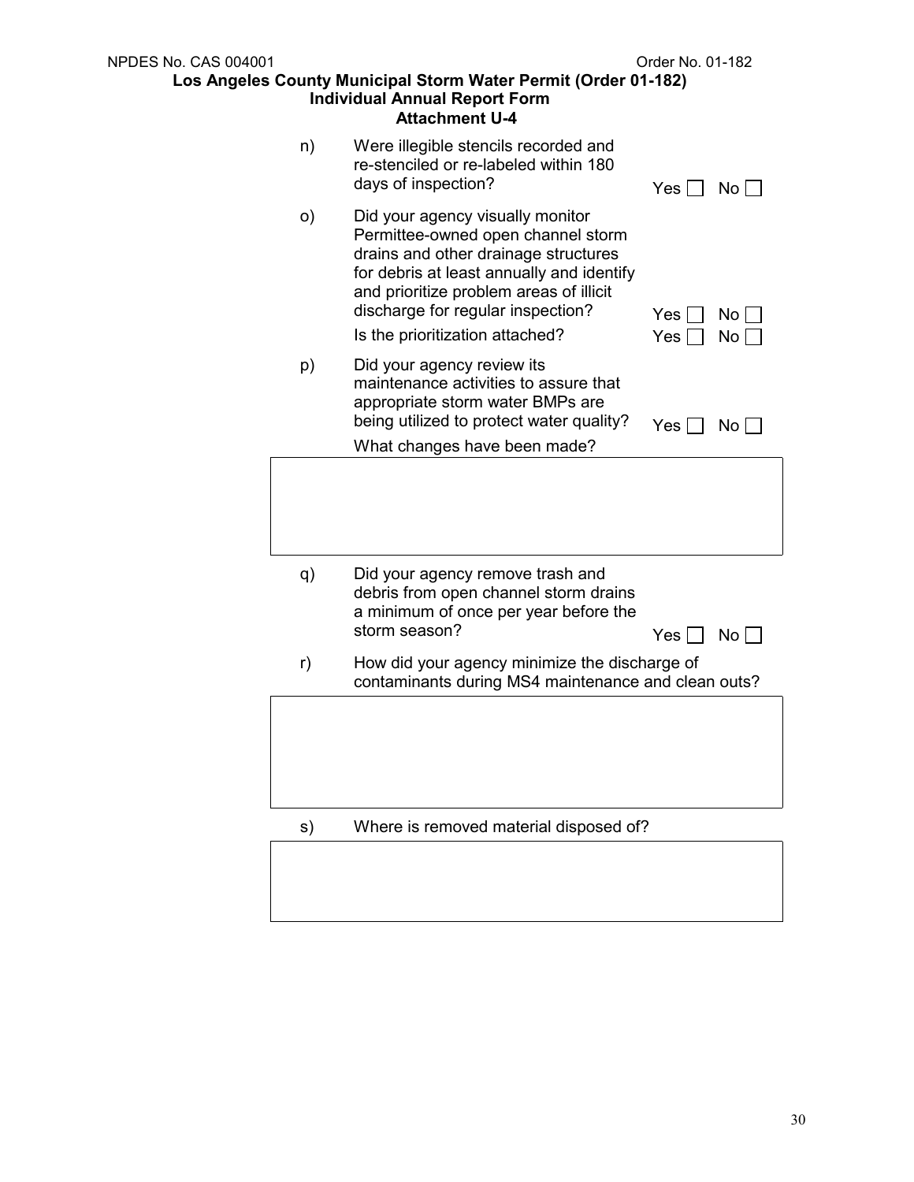n) Were illegible stencils recorded and re-stenciled or re-labeled within 180 days of inspection? Yes ☐ No ☐

o) Did your agency visually monitor Permittee-owned open channel storm drains and other drainage structures for debris at least annually and identify and prioritize problem areas of illicit discharge for regular inspection? Yes ☐ No ☐

Is the prioritization attached? Yes ☐ No ☐

p) Did your agency review its maintenance activities to assure that appropriate storm water BMPs are being utilized to protect water quality? Yes ☐ No ☐

What changes have been made?

| |
|---|
| |

q) Did your agency remove trash and debris from open channel storm drains a minimum of once per year before the storm season? Yes ☐ No ☐

r) How did your agency minimize the discharge of contaminants during MS4 maintenance and clean outs?

| |
|---|
| |

s) Where is removed material disposed of?

| |
|---|
| |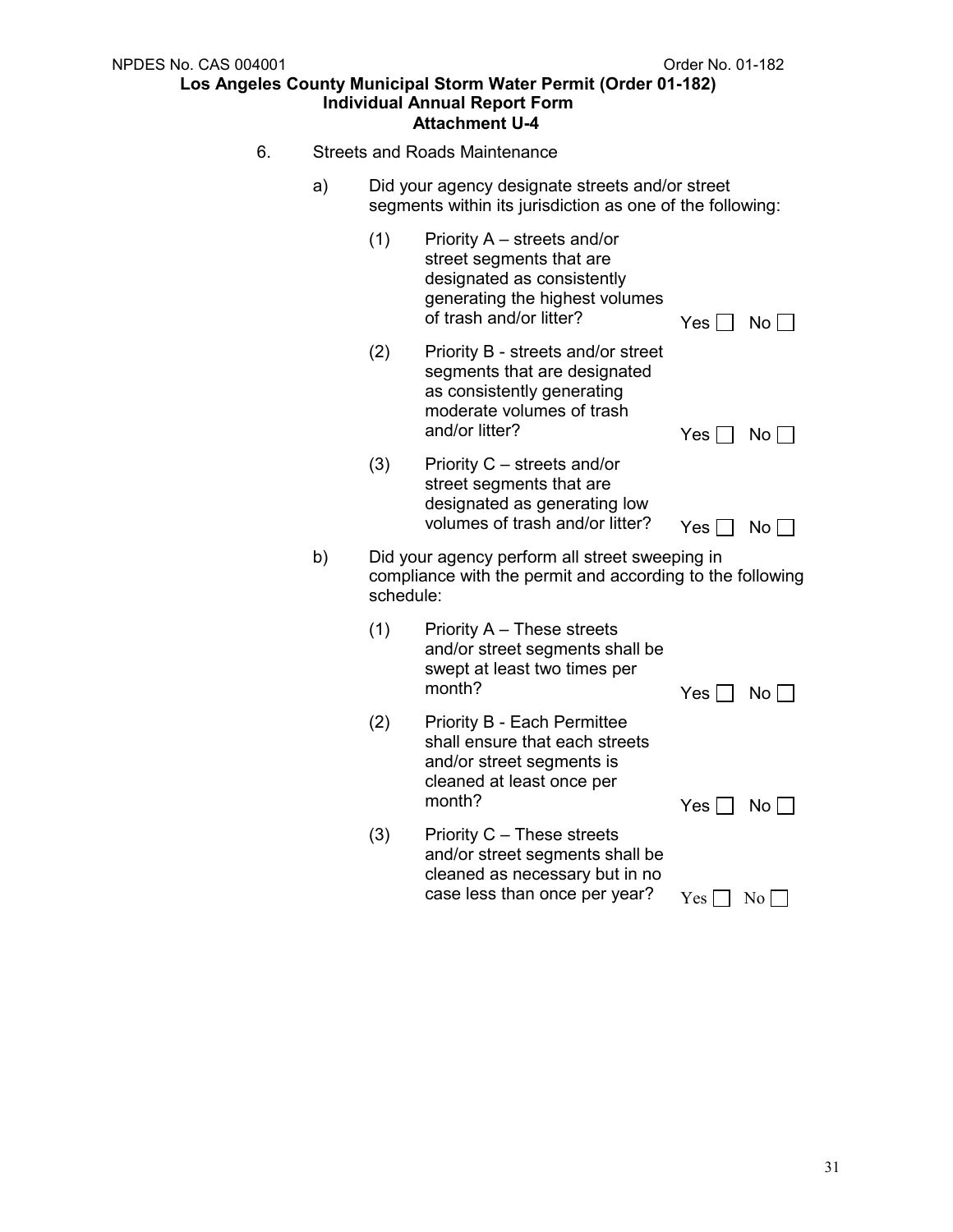6. Streets and Roads Maintenance

a) Did your agency designate streets and/or street segments within its jurisdiction as one of the following:

(1) Priority A – streets and/or street segments that are designated as consistently generating the highest volumes of trash and/or litter? Yes ☐ No ☐

(2) Priority B - streets and/or street segments that are designated as consistently generating moderate volumes of trash and/or litter? Yes ☐ No ☐

(3) Priority C – streets and/or street segments that are designated as generating low volumes of trash and/or litter? Yes ☐ No ☐

b) Did your agency perform all street sweeping in compliance with the permit and according to the following schedule:

(1) Priority A – These streets and/or street segments shall be swept at least two times per month? Yes ☐ No ☐

(2) Priority B - Each Permittee shall ensure that each streets and/or street segments is cleaned at least once per month? Yes ☐ No ☐

(3) Priority C – These streets and/or street segments shall be cleaned as necessary but in no case less than once per year? Yes ☐ No ☐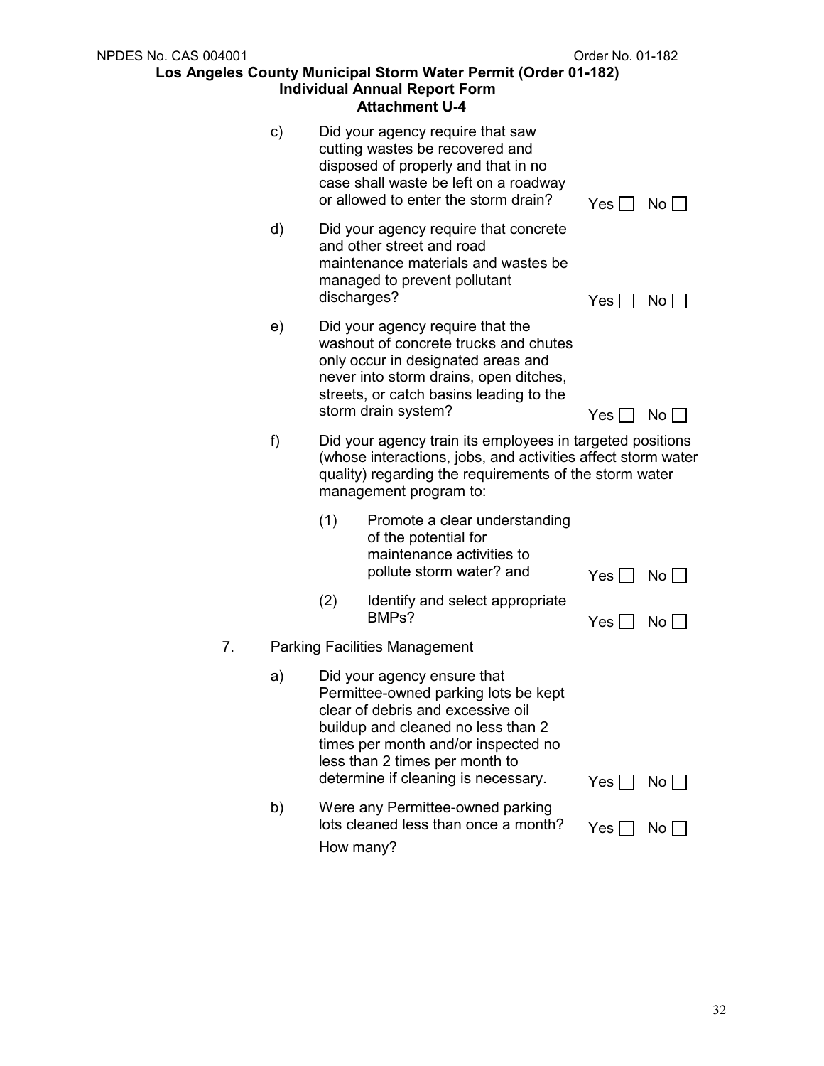c) Did your agency require that saw cutting wastes be recovered and disposed of properly and that in no case shall waste be left on a roadway or allowed to enter the storm drain? Yes ☐ No ☐

d) Did your agency require that concrete and other street and road maintenance materials and wastes be managed to prevent pollutant discharges? Yes ☐ No ☐

e) Did your agency require that the washout of concrete trucks and chutes only occur in designated areas and never into storm drains, open ditches, streets, or catch basins leading to the storm drain system? Yes ☐ No ☐

f) Did your agency train its employees in targeted positions (whose interactions, jobs, and activities affect storm water quality) regarding the requirements of the storm water management program to:

(1) Promote a clear understanding of the potential for maintenance activities to pollute storm water? and Yes ☐ No ☐

(2) Identify and select appropriate BMPs? Yes ☐ No ☐

7. Parking Facilities Management

a) Did your agency ensure that Permittee-owned parking lots be kept clear of debris and excessive oil buildup and cleaned no less than 2 times per month and/or inspected no less than 2 times per month to determine if cleaning is necessary. Yes ☐ No ☐

b) Were any Permittee-owned parking lots cleaned less than once a month? Yes ☐ No ☐

How many?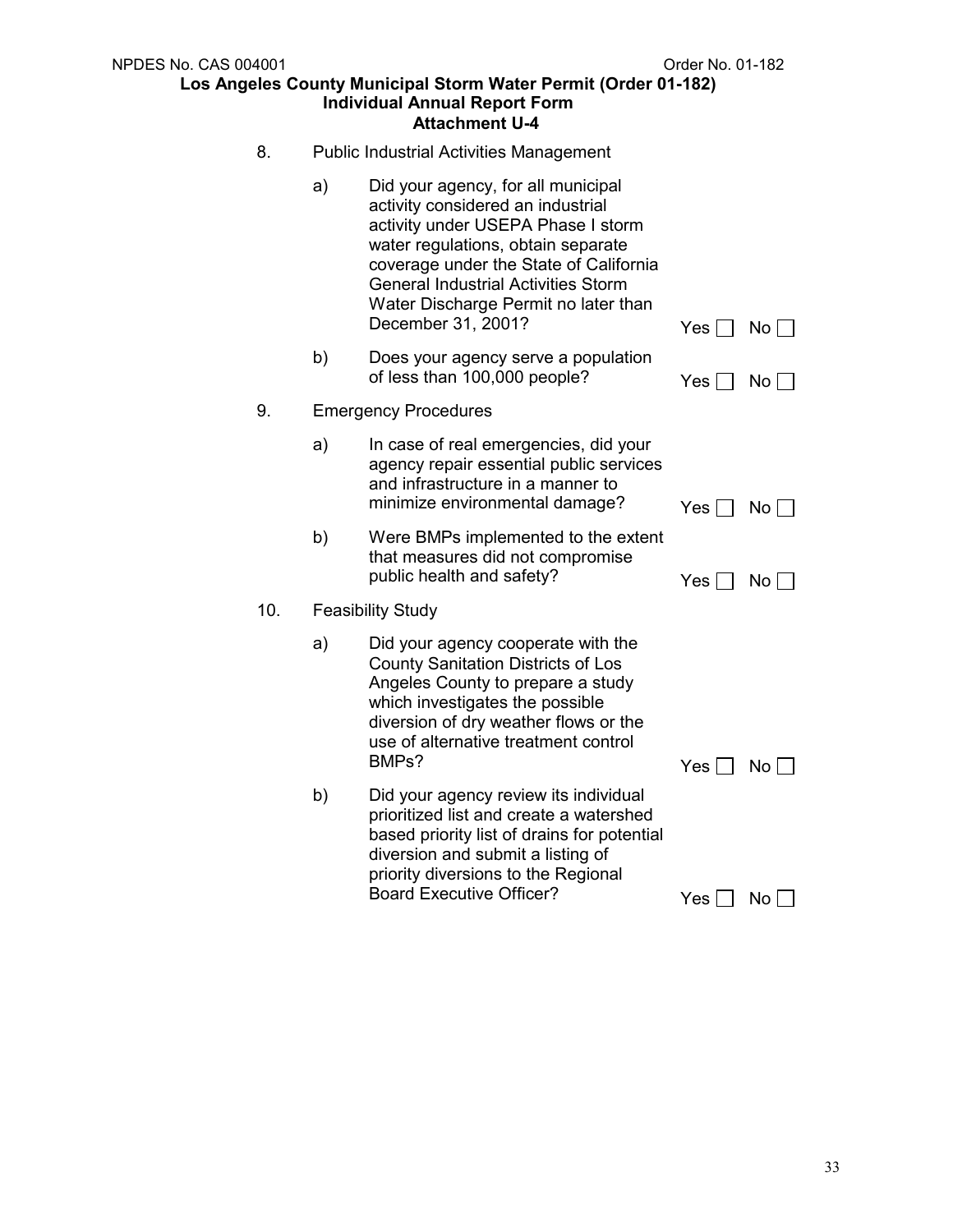8. Public Industrial Activities Management

   a) Did your agency, for all municipal activity considered an industrial activity under USEPA Phase I storm water regulations, obtain separate coverage under the State of California General Industrial Activities Storm Water Discharge Permit no later than December 31, 2001? Yes ☐ No ☐

   b) Does your agency serve a population of less than 100,000 people? Yes ☐ No ☐

9. Emergency Procedures

   a) In case of real emergencies, did your agency repair essential public services and infrastructure in a manner to minimize environmental damage? Yes ☐ No ☐

   b) Were BMPs implemented to the extent that measures did not compromise public health and safety? Yes ☐ No ☐

10. Feasibility Study

   a) Did your agency cooperate with the County Sanitation Districts of Los Angeles County to prepare a study which investigates the possible diversion of dry weather flows or the use of alternative treatment control BMPs? Yes ☐ No ☐

   b) Did your agency review its individual prioritized list and create a watershed based priority list of drains for potential diversion and submit a listing of priority diversions to the Regional Board Executive Officer? Yes ☐ No ☐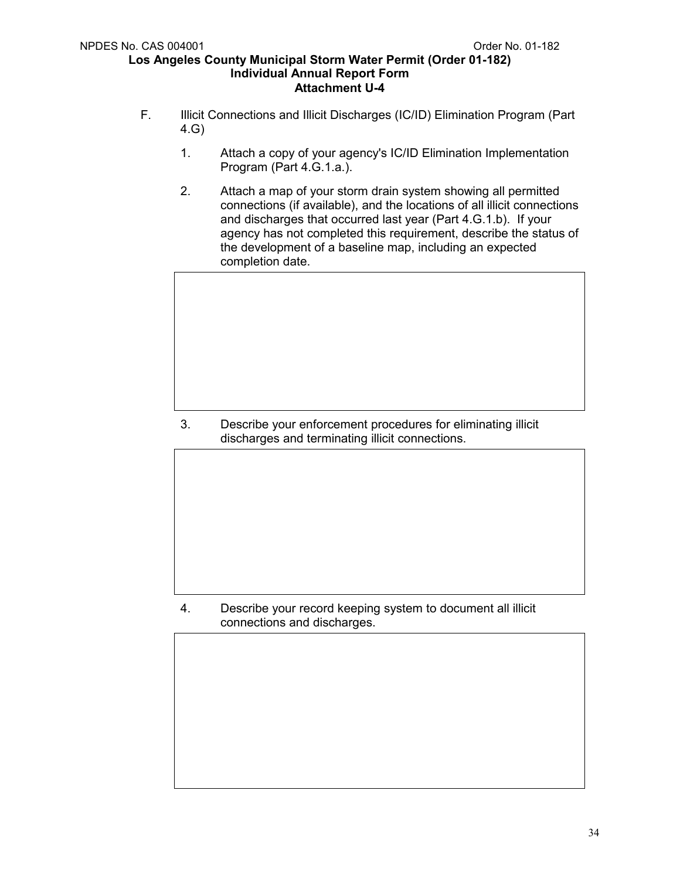F. Illicit Connections and Illicit Discharges (IC/ID) Elimination Program (Part 4.G)

1. Attach a copy of your agency's IC/ID Elimination Implementation Program (Part 4.G.1.a.).

2. Attach a map of your storm drain system showing all permitted connections (if available), and the locations of all illicit connections and discharges that occurred last year (Part 4.G.1.b). If your agency has not completed this requirement, describe the status of the development of a baseline map, including an expected completion date.

| |
|---|
| |

3. Describe your enforcement procedures for eliminating illicit discharges and terminating illicit connections.

| |
|---|
| |

4. Describe your record keeping system to document all illicit connections and discharges.

| |
|---|
| |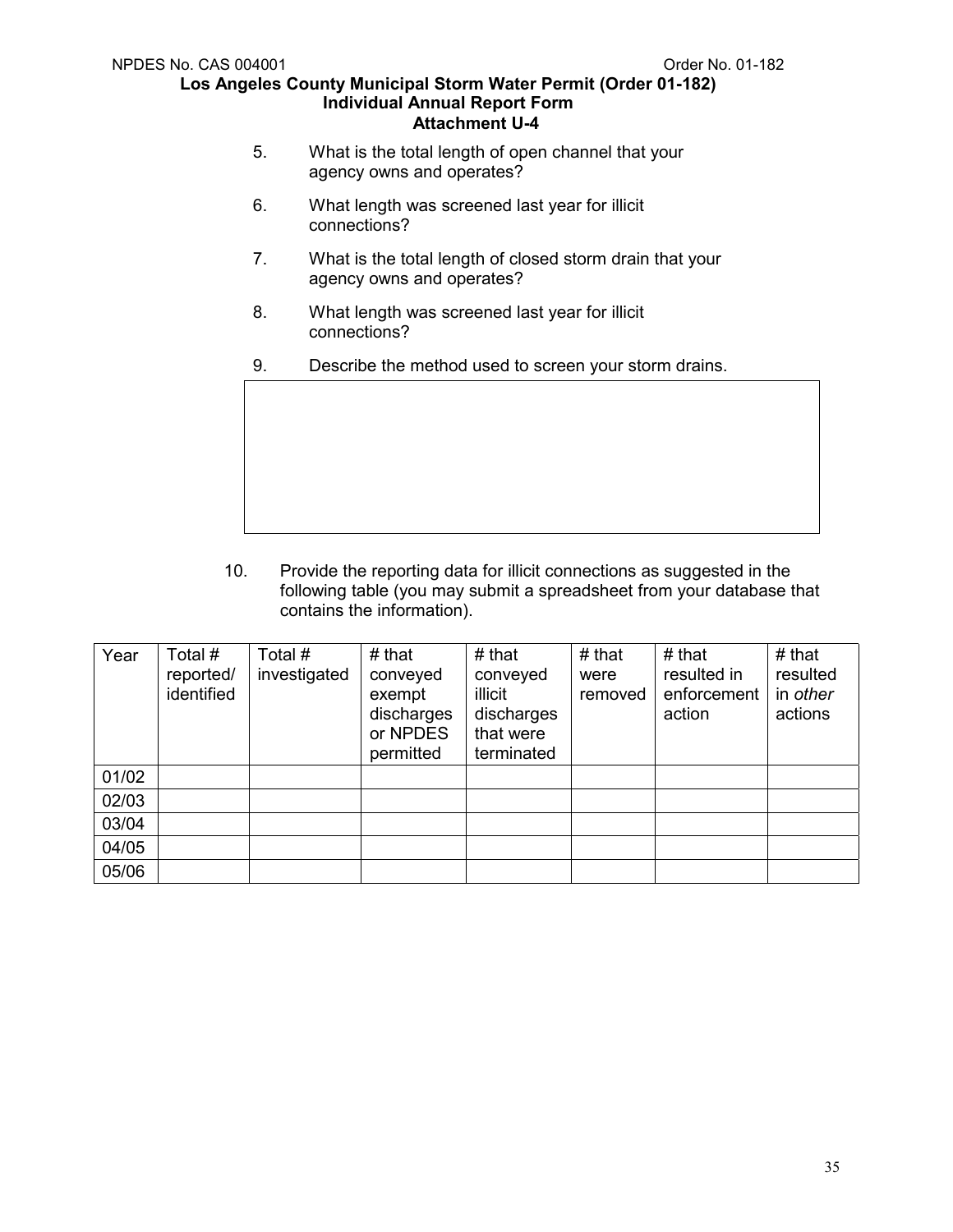5. What is the total length of open channel that your agency owns and operates?

6. What length was screened last year for illicit connections?

7. What is the total length of closed storm drain that your agency owns and operates?

8. What length was screened last year for illicit connections?

9. Describe the method used to screen your storm drains.

| |
|---|
| |

10. Provide the reporting data for illicit connections as suggested in the following table (you may submit a spreadsheet from your database that contains the information).

| Year | Total # reported/ identified | Total # investigated | # that conveyed exempt discharges or NPDES permitted | # that conveyed illicit discharges that were terminated | # that were removed | # that resulted in enforcement action | # that resulted in *other* actions |
|---|---|---|---|---|---|---|---|
| 01/02 | | | | | | | |
| 02/03 | | | | | | | |
| 03/04 | | | | | | | |
| 04/05 | | | | | | | |
| 05/06 | | | | | | | |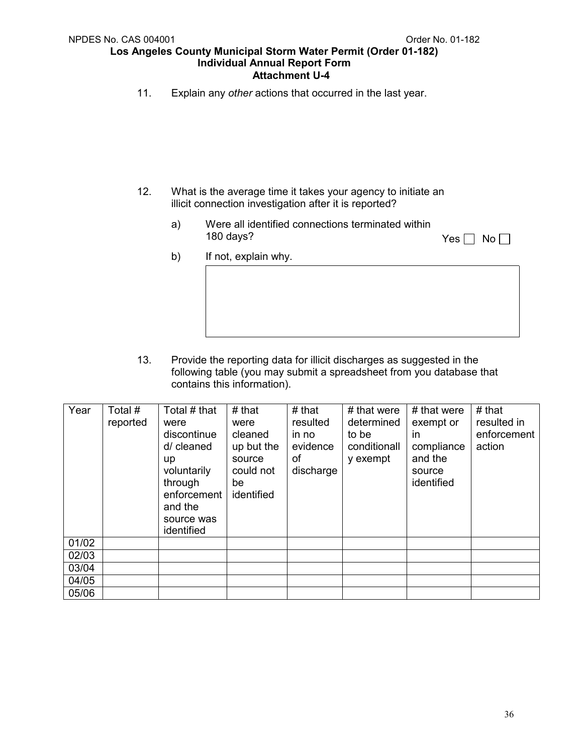11. Explain any *other* actions that occurred in the last year.

12. What is the average time it takes your agency to initiate an illicit connection investigation after it is reported?

    a) Were all identified connections terminated within 180 days? Yes ☐ No ☐

    b) If not, explain why.

13. Provide the reporting data for illicit discharges as suggested in the following table (you may submit a spreadsheet from you database that contains this information).

| Year | Total # reported | Total # that were discontinued/ cleaned up voluntarily through enforcement and the source was identified | # that were cleaned up but the source could not be identified | # that resulted in no evidence of discharge | # that were determined to be conditionally exempt | # that were exempt or in compliance and the source identified | # that resulted in enforcement action |
|---|---|---|---|---|---|---|---|
| 01/02 | | | | | | | |
| 02/03 | | | | | | | |
| 03/04 | | | | | | | |
| 04/05 | | | | | | | |
| 05/06 | | | | | | | |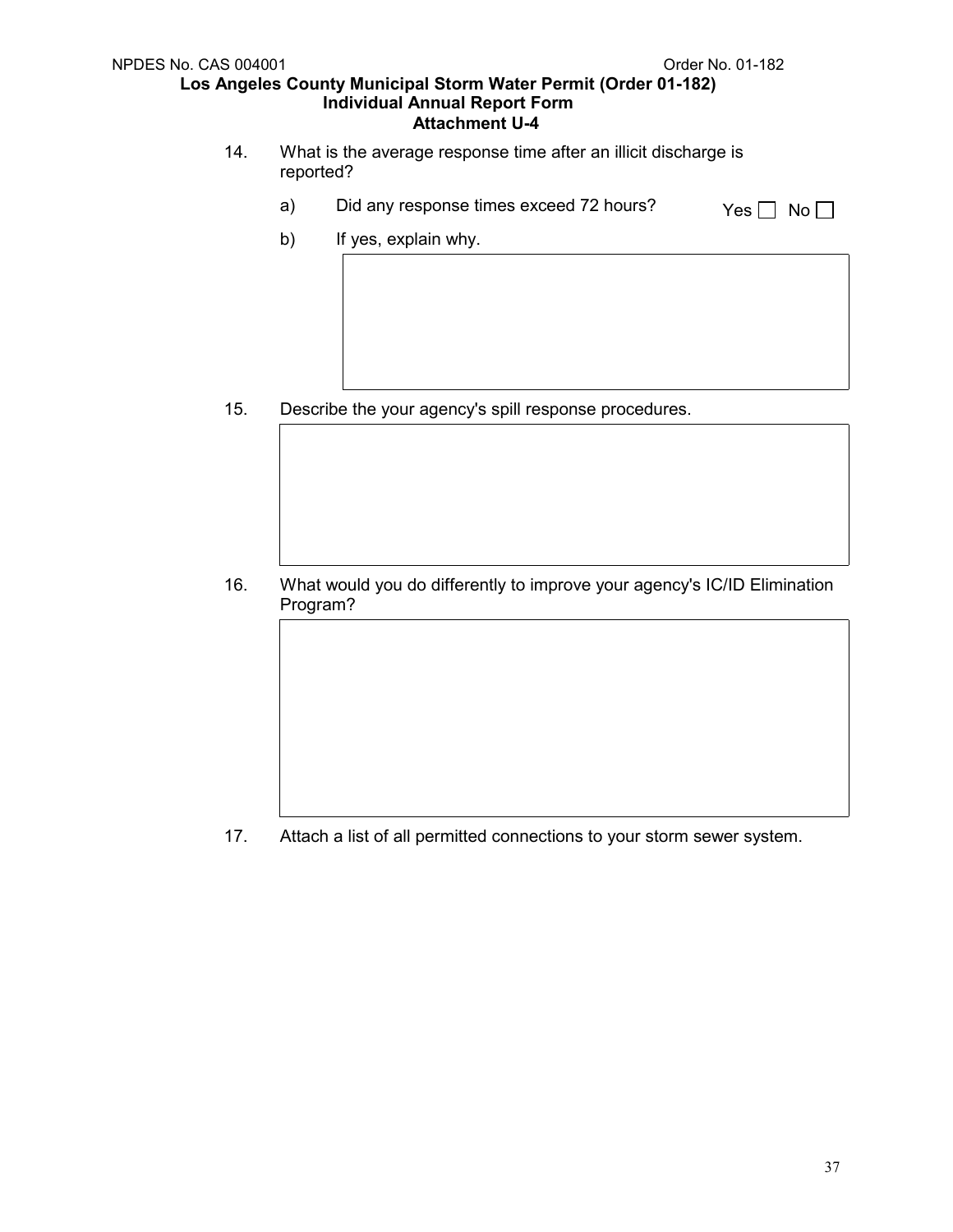14. What is the average response time after an illicit discharge is reported?

    a) Did any response times exceed 72 hours? Yes ☐ No ☐

    b) If yes, explain why.

15. Describe the your agency's spill response procedures.

16. What would you do differently to improve your agency's IC/ID Elimination Program?

17. Attach a list of all permitted connections to your storm sewer system.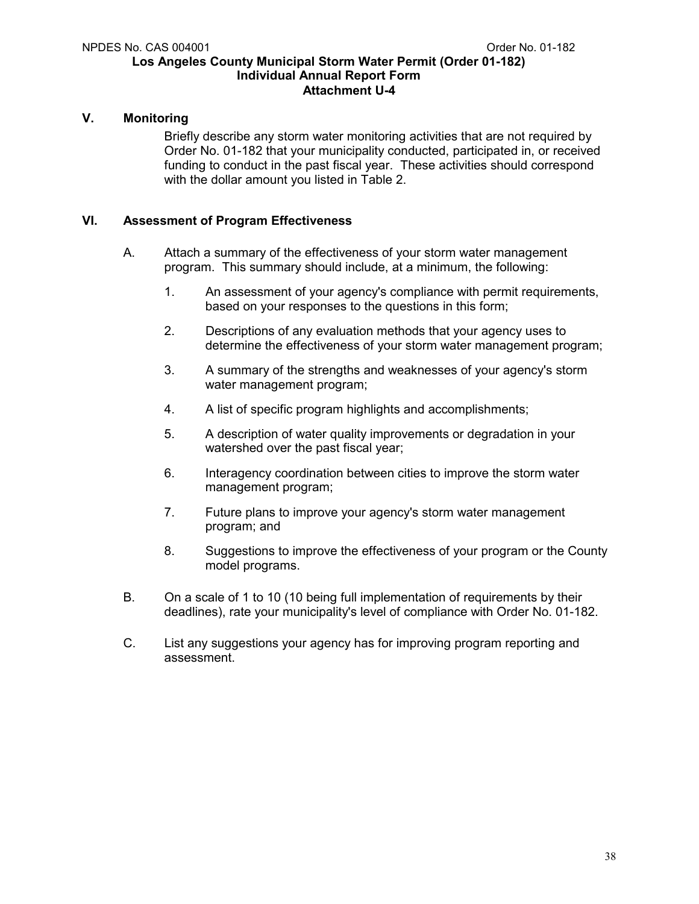## V. Monitoring

Briefly describe any storm water monitoring activities that are not required by Order No. 01-182 that your municipality conducted, participated in, or received funding to conduct in the past fiscal year. These activities should correspond with the dollar amount you listed in Table 2.

## VI. Assessment of Program Effectiveness

A. Attach a summary of the effectiveness of your storm water management program. This summary should include, at a minimum, the following:

1. An assessment of your agency's compliance with permit requirements, based on your responses to the questions in this form;
2. Descriptions of any evaluation methods that your agency uses to determine the effectiveness of your storm water management program;
3. A summary of the strengths and weaknesses of your agency's storm water management program;
4. A list of specific program highlights and accomplishments;
5. A description of water quality improvements or degradation in your watershed over the past fiscal year;
6. Interagency coordination between cities to improve the storm water management program;
7. Future plans to improve your agency's storm water management program; and
8. Suggestions to improve the effectiveness of your program or the County model programs.

B. On a scale of 1 to 10 (10 being full implementation of requirements by their deadlines), rate your municipality's level of compliance with Order No. 01-182.

C. List any suggestions your agency has for improving program reporting and assessment.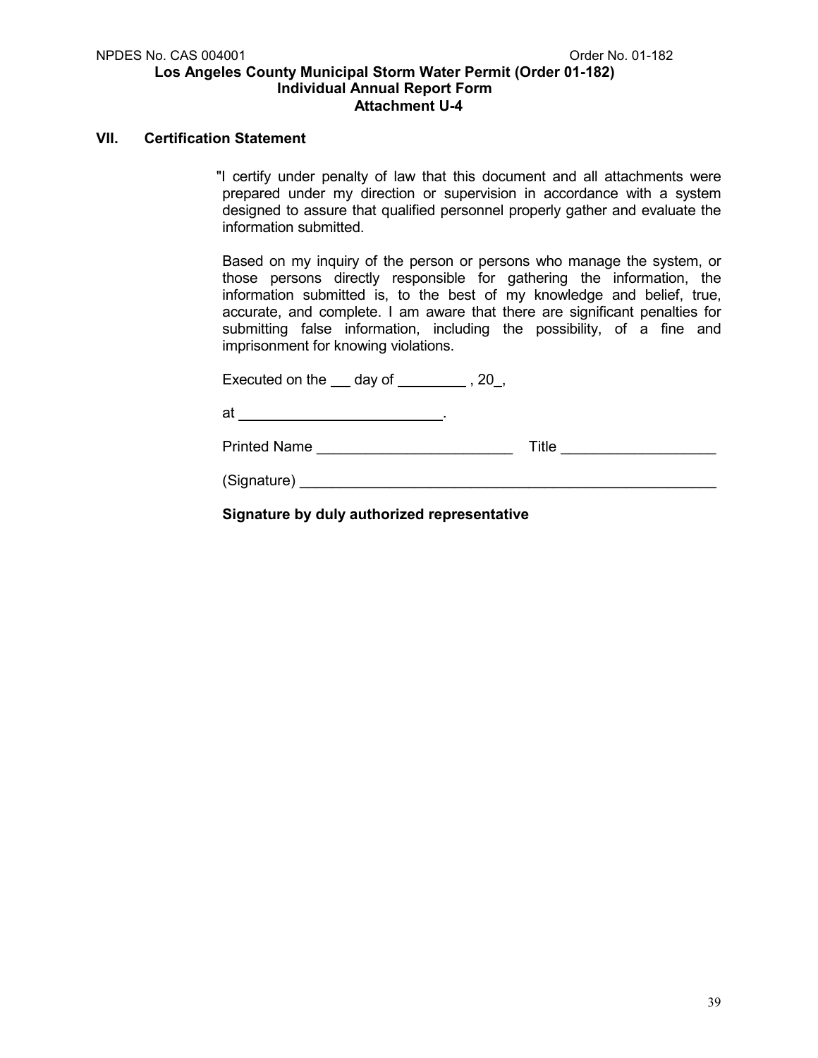## VII. Certification Statement

"I certify under penalty of law that this document and all attachments were prepared under my direction or supervision in accordance with a system designed to assure that qualified personnel properly gather and evaluate the information submitted.

Based on my inquiry of the person or persons who manage the system, or those persons directly responsible for gathering the information, the information submitted is, to the best of my knowledge and belief, true, accurate, and complete. I am aware that there are significant penalties for submitting false information, including the possibility, of a fine and imprisonment for knowing violations.

Executed on the ___ day of _________ , 20_,

at __________________________.

Printed Name ________________________ Title ___________________

(Signature) _____________________________________________________

**Signature by duly authorized representative**